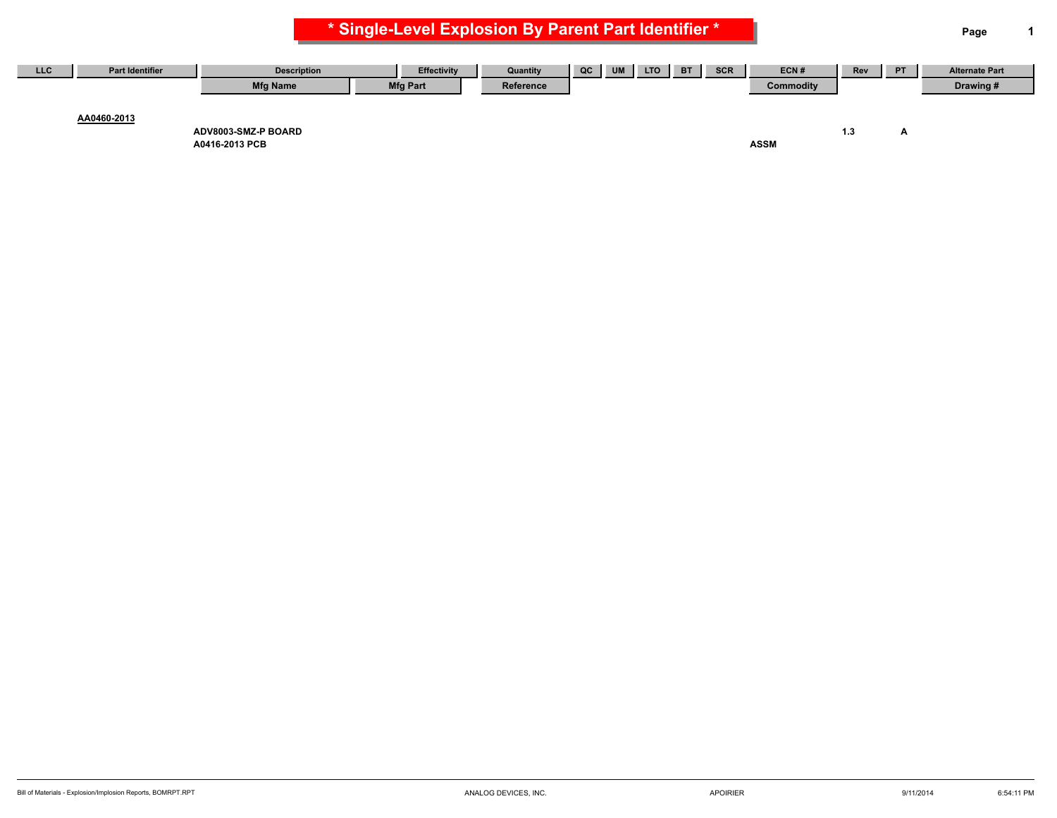# * Single-Level Explosion By Parent Part Identifier *

| LLC | Part Identifier | Description | Effectivity | Quantity | QC | UM | LTO | BT | SCR | ECN # | Rev | PT | Alternate Part |
|---|---|---|---|---|---|---|---|---|---|---|---|---|---|
| | | Mfg Name | Mfg Part | Reference | | | | | | Commodity | | | Drawing # |
| | AA0460-2013 | | | | | | | | | | | | |
| | | ADV8003-SMZ-P BOARD | | | | | | | | | 1.3 | A | |
| | | A0416-2013 PCB | | | | | | | | ASSM | | | |

Bill of Materials - Explosion/Implosion Reports, BOMRPT.RPT | ANALOG DEVICES, INC. | APOIRIER | 9/11/2014 | 6:54:11 PM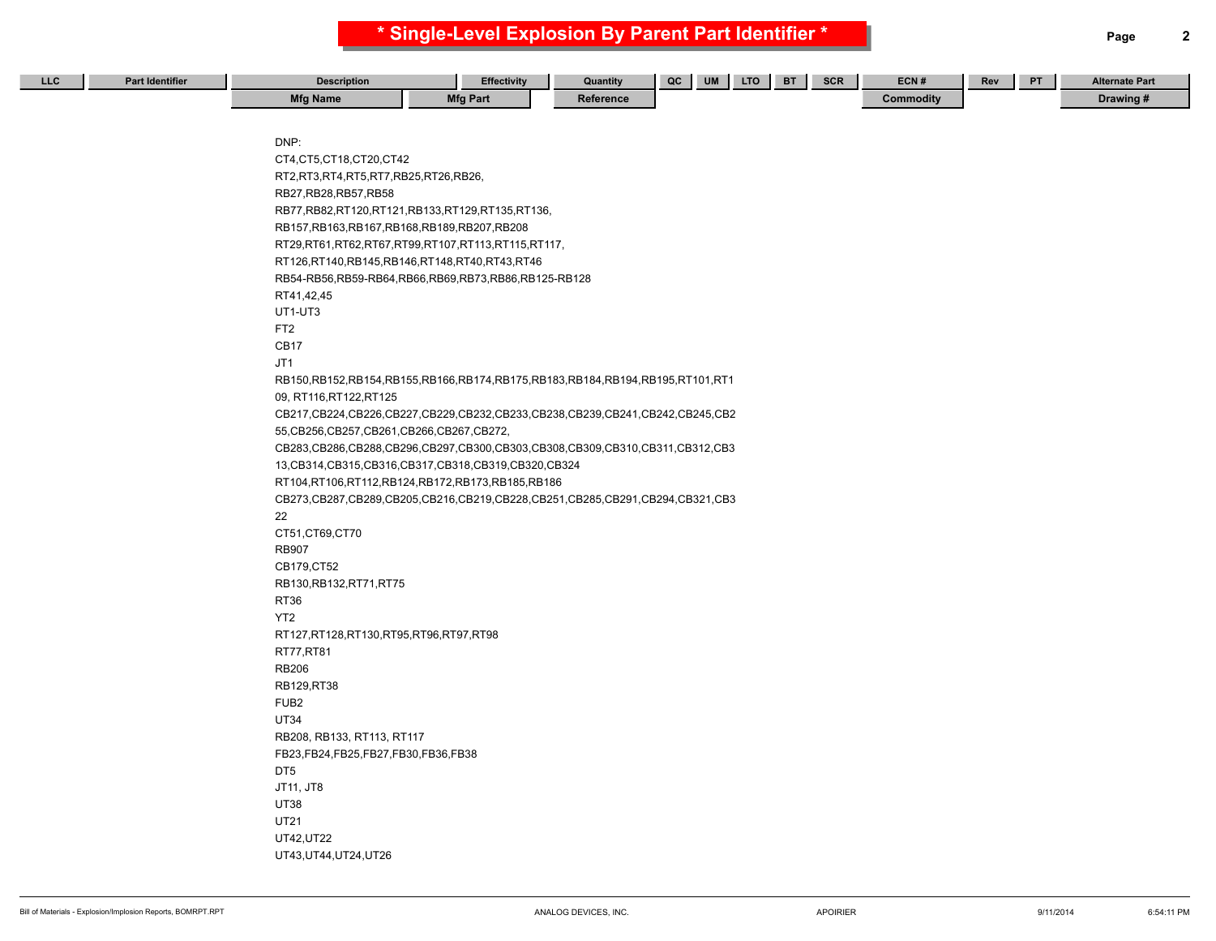# * Single-Level Explosion By Parent Part Identifier *

| LLC | Part Identifier | Description | Effectivity | Quantity | QC | UM | LTO | BT | SCR | ECN # | Rev | PT | Alternate Part |
|---|---|---|---|---|---|---|---|---|---|---|---|---|---|
| | | Mfg Name | Mfg Part | Reference | | | | | | Commodity | | | Drawing # |

DNP:
CT4,CT5,CT18,CT20,CT42
RT2,RT3,RT4,RT5,RT7,RB25,RT26,RB26,
RB27,RB28,RB57,RB58
RB77,RB82,RT120,RT121,RB133,RT129,RT135,RT136,
RB157,RB163,RB167,RB168,RB189,RB207,RB208
RT29,RT61,RT62,RT67,RT99,RT107,RT113,RT115,RT117,
RT126,RT140,RB145,RB146,RT148,RT40,RT43,RT46
RB54-RB56,RB59-RB64,RB66,RB69,RB73,RB86,RB125-RB128
RT41,42,45
UT1-UT3
FT2
CB17
JT1
RB150,RB152,RB154,RB155,RB166,RB174,RB175,RB183,RB184,RB194,RB195,RT101,RT1
09, RT116,RT122,RT125
CB217,CB224,CB226,CB227,CB229,CB232,CB233,CB238,CB239,CB241,CB242,CB245,CB2
55,CB256,CB257,CB261,CB266,CB267,CB272,
CB283,CB286,CB288,CB296,CB297,CB300,CB303,CB308,CB309,CB310,CB311,CB312,CB3
13,CB314,CB315,CB316,CB317,CB318,CB319,CB320,CB324
RT104,RT106,RT112,RB124,RB172,RB173,RB185,RB186
CB273,CB287,CB289,CB205,CB216,CB219,CB228,CB251,CB285,CB291,CB294,CB321,CB3
22
CT51,CT69,CT70
RB907
CB179,CT52
RB130,RB132,RT71,RT75
RT36
YT2
RT127,RT128,RT130,RT95,RT96,RT97,RT98
RT77,RT81
RB206
RB129,RT38
FUB2
UT34
RB208, RB133, RT113, RT117
FB23,FB24,FB25,FB27,FB30,FB36,FB38
DT5
JT11, JT8
UT38
UT21
UT42,UT22
UT43,UT44,UT24,UT26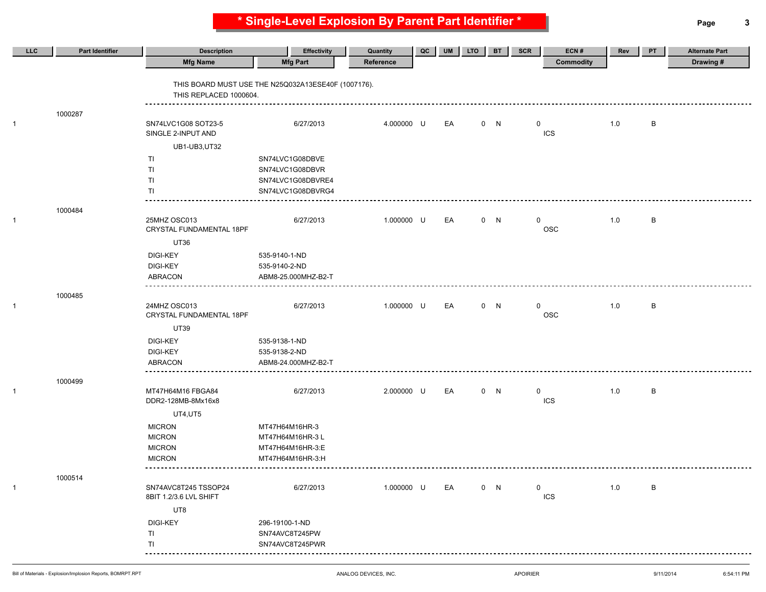# * Single-Level Explosion By Parent Part Identifier *

| LLC | Part Identifier | Description / Mfg Name | Effectivity / Mfg Part | Quantity / Reference | QC | UM | LTO | BT | SCR | ECN # / Commodity | Rev | PT | Alternate Part / Drawing # |
|---|---|---|---|---|---|---|---|---|---|---|---|---|---|
| | | THIS BOARD MUST USE THE N25Q032A13ESE40F (1007176). THIS REPLACED 1000604. | | | | | | | | | | | |
| 1 | 1000287 | SN74LVC1G08 SOT23-5 SINGLE 2-INPUT AND | 6/27/2013 | 4.000000 | U | EA | 0 | N | | 0 ICS | 1.0 | B | |
| | | UB1-UB3,UT32 | | | | | | | | | | | |
| | | TI | SN74LVC1G08DBVE | | | | | | | | | | |
| | | TI | SN74LVC1G08DBVR | | | | | | | | | | |
| | | TI | SN74LVC1G08DBVRE4 | | | | | | | | | | |
| | | TI | SN74LVC1G08DBVRG4 | | | | | | | | | | |
| 1 | 1000484 | 25MHZ OSC013 CRYSTAL FUNDAMENTAL 18PF | 6/27/2013 | 1.000000 | U | EA | 0 | N | | 0 OSC | 1.0 | B | |
| | | UT36 | | | | | | | | | | | |
| | | DIGI-KEY | 535-9140-1-ND | | | | | | | | | | |
| | | DIGI-KEY | 535-9140-2-ND | | | | | | | | | | |
| | | ABRACON | ABM8-25.000MHZ-B2-T | | | | | | | | | | |
| 1 | 1000485 | 24MHZ OSC013 CRYSTAL FUNDAMENTAL 18PF | 6/27/2013 | 1.000000 | U | EA | 0 | N | | 0 OSC | 1.0 | B | |
| | | UT39 | | | | | | | | | | | |
| | | DIGI-KEY | 535-9138-1-ND | | | | | | | | | | |
| | | DIGI-KEY | 535-9138-2-ND | | | | | | | | | | |
| | | ABRACON | ABM8-24.000MHZ-B2-T | | | | | | | | | | |
| 1 | 1000499 | MT47H64M16 FBGA84 DDR2-128MB-8Mx16x8 | 6/27/2013 | 2.000000 | U | EA | 0 | N | | 0 ICS | 1.0 | B | |
| | | UT4,UT5 | | | | | | | | | | | |
| | | MICRON | MT47H64M16HR-3 | | | | | | | | | | |
| | | MICRON | MT47H64M16HR-3 L | | | | | | | | | | |
| | | MICRON | MT47H64M16HR-3:E | | | | | | | | | | |
| | | MICRON | MT47H64M16HR-3:H | | | | | | | | | | |
| 1 | 1000514 | SN74AVC8T245 TSSOP24 8BIT 1.2/3.6 LVL SHIFT | 6/27/2013 | 1.000000 | U | EA | 0 | N | | 0 ICS | 1.0 | B | |
| | | UT8 | | | | | | | | | | | |
| | | DIGI-KEY | 296-19100-1-ND | | | | | | | | | | |
| | | TI | SN74AVC8T245PW | | | | | | | | | | |
| | | TI | SN74AVC8T245PWR | | | | | | | | | | |

Bill of Materials - Explosion/Implosion Reports, BOMRPT.RPT — ANALOG DEVICES, INC. — APOIRIER — 9/11/2014 6:54:11 PM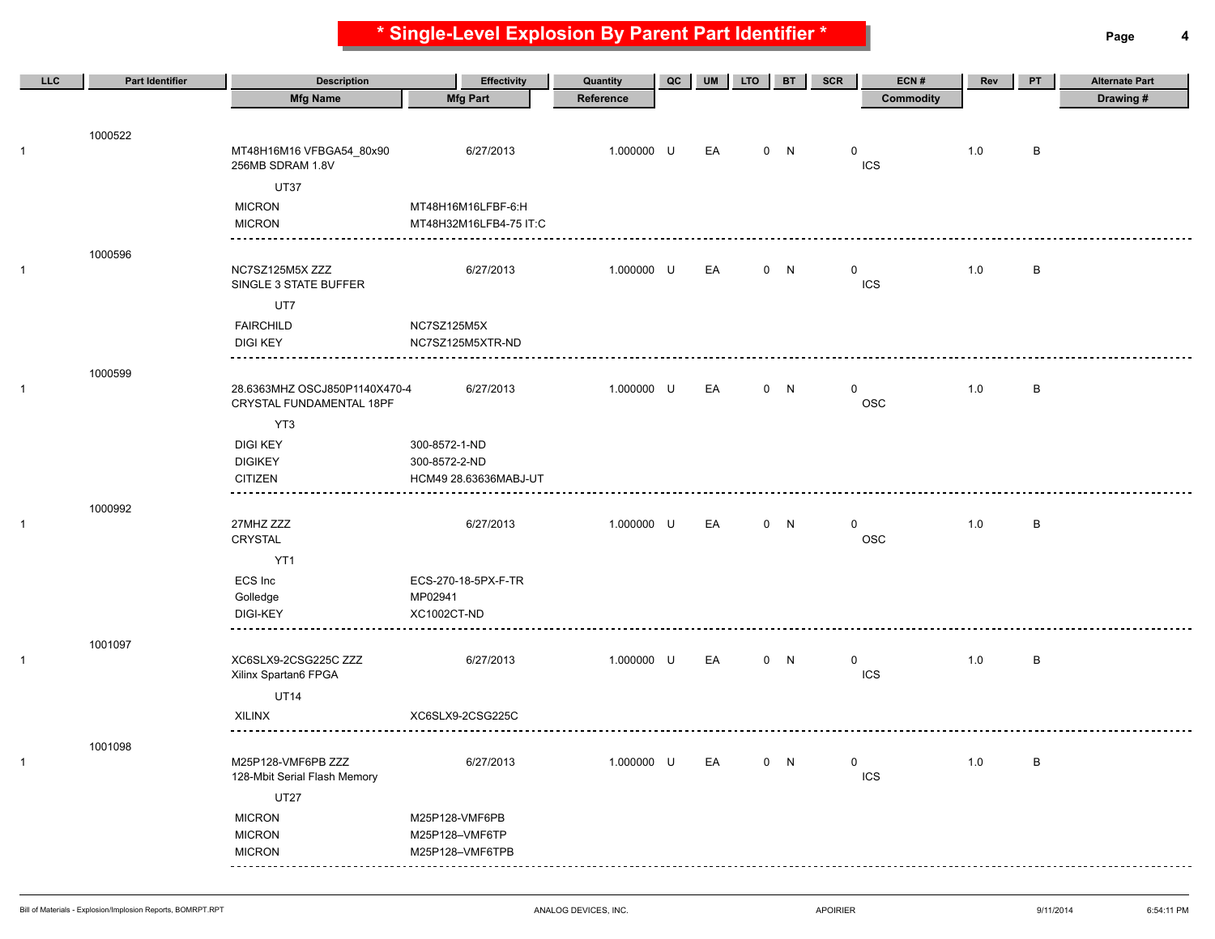# * Single-Level Explosion By Parent Part Identifier *

| LLC | Part Identifier | Description / Mfg Name | Effectivity / Mfg Part | Quantity / Reference | QC | UM | LTO | BT | SCR | ECN # / Commodity | Rev | PT | Alternate Part / Drawing # |
|---|---|---|---|---|---|---|---|---|---|---|---|---|---|
| | 1000522 | | | | | | | | | | | | |
| 1 | | MT48H16M16 VFBGA54_80x90 | 6/27/2013 | 1.000000 | U | EA | 0 | N | 0 | | 1.0 | B | |
| | | 256MB SDRAM 1.8V | | | | | | | | ICS | | | |
| | | UT37 | | | | | | | | | | | |
| | | MICRON | MT48H16M16LFBF-6:H | | | | | | | | | | |
| | | MICRON | MT48H32M16LFB4-75 IT:C | | | | | | | | | | |
| | 1000596 | | | | | | | | | | | | |
| 1 | | NC7SZ125M5X ZZZ | 6/27/2013 | 1.000000 | U | EA | 0 | N | 0 | | 1.0 | B | |
| | | SINGLE 3 STATE BUFFER | | | | | | | | ICS | | | |
| | | UT7 | | | | | | | | | | | |
| | | FAIRCHILD | NC7SZ125M5X | | | | | | | | | | |
| | | DIGI KEY | NC7SZ125M5XTR-ND | | | | | | | | | | |
| | 1000599 | | | | | | | | | | | | |
| 1 | | 28.6363MHZ OSCJ850P1140X470-4 | 6/27/2013 | 1.000000 | U | EA | 0 | N | 0 | | 1.0 | B | |
| | | CRYSTAL FUNDAMENTAL 18PF | | | | | | | | OSC | | | |
| | | YT3 | | | | | | | | | | | |
| | | DIGI KEY | 300-8572-1-ND | | | | | | | | | | |
| | | DIGIKEY | 300-8572-2-ND | | | | | | | | | | |
| | | CITIZEN | HCM49 28.63636MABJ-UT | | | | | | | | | | |
| | 1000992 | | | | | | | | | | | | |
| 1 | | 27MHZ ZZZ | 6/27/2013 | 1.000000 | U | EA | 0 | N | 0 | | 1.0 | B | |
| | | CRYSTAL | | | | | | | | OSC | | | |
| | | YT1 | | | | | | | | | | | |
| | | ECS Inc | ECS-270-18-5PX-F-TR | | | | | | | | | | |
| | | Golledge | MP02941 | | | | | | | | | | |
| | | DIGI-KEY | XC1002CT-ND | | | | | | | | | | |
| | 1001097 | | | | | | | | | | | | |
| 1 | | XC6SLX9-2CSG225C ZZZ | 6/27/2013 | 1.000000 | U | EA | 0 | N | 0 | | 1.0 | B | |
| | | Xilinx Spartan6 FPGA | | | | | | | | ICS | | | |
| | | UT14 | | | | | | | | | | | |
| | | XILINX | XC6SLX9-2CSG225C | | | | | | | | | | |
| | 1001098 | | | | | | | | | | | | |
| 1 | | M25P128-VMF6PB ZZZ | 6/27/2013 | 1.000000 | U | EA | 0 | N | 0 | | 1.0 | B | |
| | | 128-Mbit Serial Flash Memory | | | | | | | | ICS | | | |
| | | UT27 | | | | | | | | | | | |
| | | MICRON | M25P128-VMF6PB | | | | | | | | | | |
| | | MICRON | M25P128–VMF6TP | | | | | | | | | | |
| | | MICRON | M25P128–VMF6TPB | | | | | | | | | | |

Bill of Materials - Explosion/Implosion Reports, BOMRPT.RPT | ANALOG DEVICES, INC. | APOIRIER | 9/11/2014 | 6:54:11 PM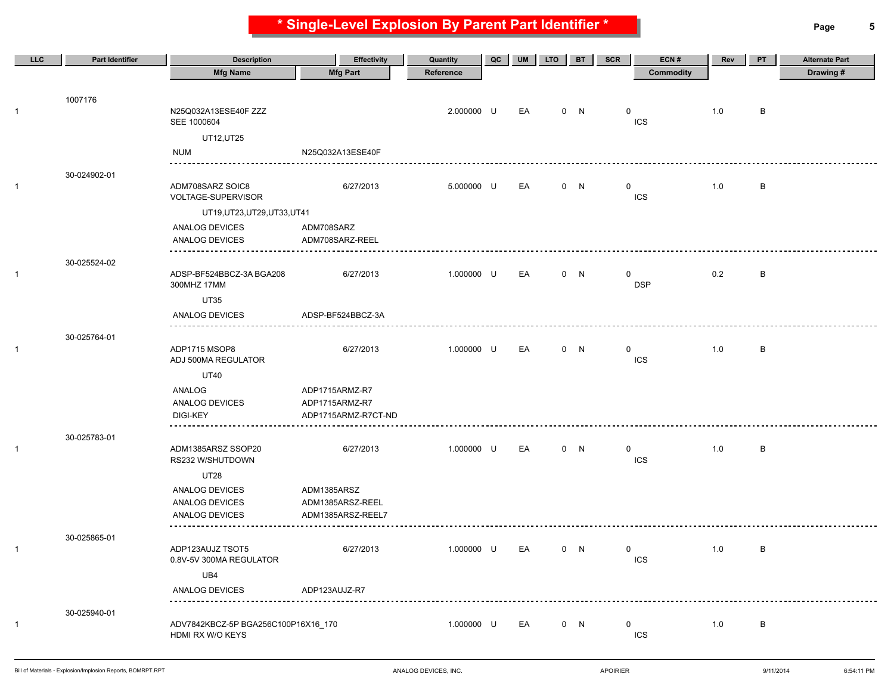# * Single-Level Explosion By Parent Part Identifier *

| LLC | Part Identifier | Description / Mfg Name | Effectivity / Mfg Part | Quantity / Reference | QC | UM | LTO | BT | SCR | ECN # / Commodity | Rev | PT | Alternate Part / Drawing # |
|---|---|---|---|---|---|---|---|---|---|---|---|---|---|
| | 1007176 | | | | | | | | | | | | |
| 1 | | N25Q032A13ESE40F ZZZ | | 2.000000 | U | EA | 0 | N | 0 | | 1.0 | B | |
| | | SEE 1000604 | | | | | | | | ICS | | | |
| | | UT12,UT25 | | | | | | | | | | | |
| | | NUM | N25Q032A13ESE40F | | | | | | | | | | |
| | 30-024902-01 | | | | | | | | | | | | |
| 1 | | ADM708SARZ SOIC8 | 6/27/2013 | 5.000000 | U | EA | 0 | N | 0 | | 1.0 | B | |
| | | VOLTAGE-SUPERVISOR | | | | | | | | ICS | | | |
| | | UT19,UT23,UT29,UT33,UT41 | | | | | | | | | | | |
| | | ANALOG DEVICES | ADM708SARZ | | | | | | | | | | |
| | | ANALOG DEVICES | ADM708SARZ-REEL | | | | | | | | | | |
| | 30-025524-02 | | | | | | | | | | | | |
| 1 | | ADSP-BF524BBCZ-3A BGA208 | 6/27/2013 | 1.000000 | U | EA | 0 | N | 0 | | 0.2 | B | |
| | | 300MHZ 17MM | | | | | | | | DSP | | | |
| | | UT35 | | | | | | | | | | | |
| | | ANALOG DEVICES | ADSP-BF524BBCZ-3A | | | | | | | | | | |
| | 30-025764-01 | | | | | | | | | | | | |
| 1 | | ADP1715 MSOP8 | 6/27/2013 | 1.000000 | U | EA | 0 | N | 0 | | 1.0 | B | |
| | | ADJ 500MA REGULATOR | | | | | | | | ICS | | | |
| | | UT40 | | | | | | | | | | | |
| | | ANALOG | ADP1715ARMZ-R7 | | | | | | | | | | |
| | | ANALOG DEVICES | ADP1715ARMZ-R7 | | | | | | | | | | |
| | | DIGI-KEY | ADP1715ARMZ-R7CT-ND | | | | | | | | | | |
| | 30-025783-01 | | | | | | | | | | | | |
| 1 | | ADM1385ARSZ SSOP20 | 6/27/2013 | 1.000000 | U | EA | 0 | N | 0 | | 1.0 | B | |
| | | RS232 W/SHUTDOWN | | | | | | | | ICS | | | |
| | | UT28 | | | | | | | | | | | |
| | | ANALOG DEVICES | ADM1385ARSZ | | | | | | | | | | |
| | | ANALOG DEVICES | ADM1385ARSZ-REEL | | | | | | | | | | |
| | | ANALOG DEVICES | ADM1385ARSZ-REEL7 | | | | | | | | | | |
| | 30-025865-01 | | | | | | | | | | | | |
| 1 | | ADP123AUJZ TSOT5 | 6/27/2013 | 1.000000 | U | EA | 0 | N | 0 | | 1.0 | B | |
| | | 0.8V-5V 300MA REGULATOR | | | | | | | | ICS | | | |
| | | UB4 | | | | | | | | | | | |
| | | ANALOG DEVICES | ADP123AUJZ-R7 | | | | | | | | | | |
| | 30-025940-01 | | | | | | | | | | | | |
| 1 | | ADV7842KBCZ-5P BGA256C100P16X16_170 | | 1.000000 | U | EA | 0 | N | 0 | | 1.0 | B | |
| | | HDMI RX W/O KEYS | | | | | | | | ICS | | | |

Bill of Materials - Explosion/Implosion Reports, BOMRPT.RPT — ANALOG DEVICES, INC. — APOIRIER — 9/11/2014 6:54:11 PM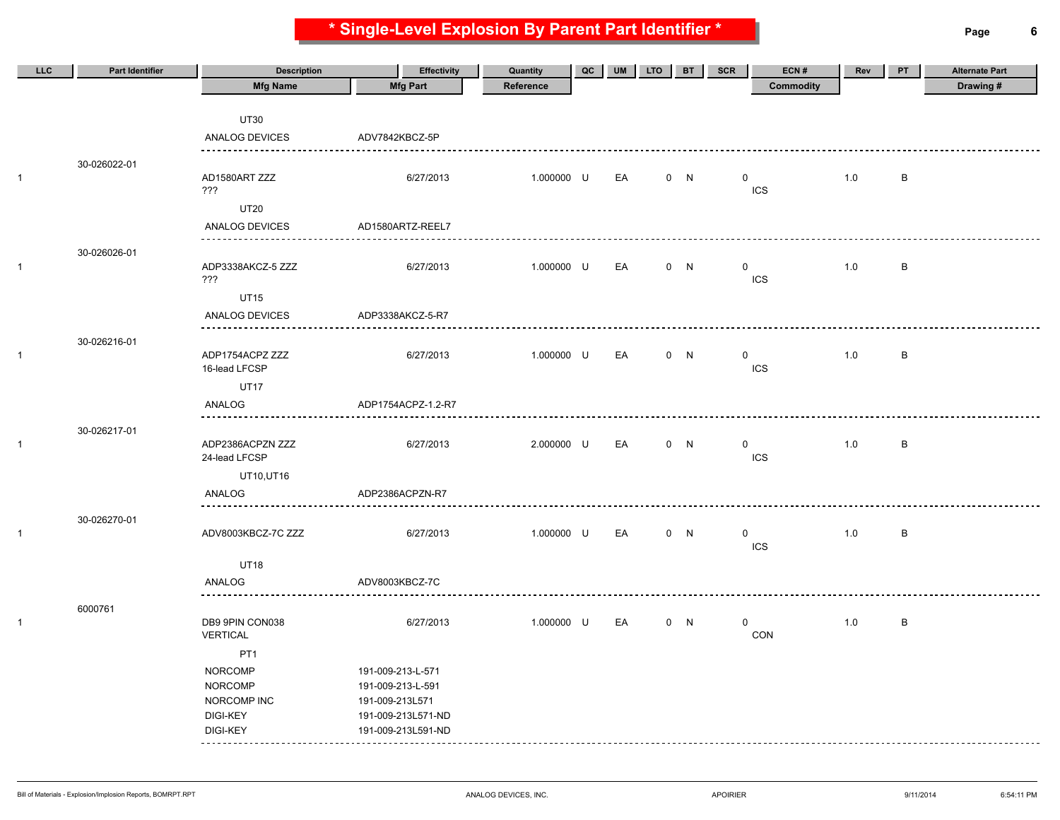# * Single-Level Explosion By Parent Part Identifier *

| LLC | Part Identifier | Description / Mfg Name | Effectivity / Mfg Part | Quantity / Reference | QC | UM | LTO | BT | SCR | ECN # / Commodity | Rev | PT | Alternate Part / Drawing # |
|---|---|---|---|---|---|---|---|---|---|---|---|---|---|
| | | UT30 | | | | | | | | | | | |
| | | ANALOG DEVICES | ADV7842KBCZ-5P | | | | | | | | | | |
| 1 | 30-026022-01 | AD1580ART ZZZ ??? | 6/27/2013 | 1.000000 | U | EA | 0 | N | | 0 ICS | 1.0 | B | |
| | | UT20 | | | | | | | | | | | |
| | | ANALOG DEVICES | AD1580ARTZ-REEL7 | | | | | | | | | | |
| 1 | 30-026026-01 | ADP3338AKCZ-5 ZZZ ??? | 6/27/2013 | 1.000000 | U | EA | 0 | N | | 0 ICS | 1.0 | B | |
| | | UT15 | | | | | | | | | | | |
| | | ANALOG DEVICES | ADP3338AKCZ-5-R7 | | | | | | | | | | |
| 1 | 30-026216-01 | ADP1754ACPZ ZZZ 16-lead LFCSP | 6/27/2013 | 1.000000 | U | EA | 0 | N | | 0 ICS | 1.0 | B | |
| | | UT17 | | | | | | | | | | | |
| | | ANALOG | ADP1754ACPZ-1.2-R7 | | | | | | | | | | |
| 1 | 30-026217-01 | ADP2386ACPZN ZZZ 24-lead LFCSP | 6/27/2013 | 2.000000 | U | EA | 0 | N | | 0 ICS | 1.0 | B | |
| | | UT10,UT16 | | | | | | | | | | | |
| | | ANALOG | ADP2386ACPZN-R7 | | | | | | | | | | |
| 1 | 30-026270-01 | ADV8003KBCZ-7C ZZZ | 6/27/2013 | 1.000000 | U | EA | 0 | N | | 0 ICS | 1.0 | B | |
| | | UT18 | | | | | | | | | | | |
| | | ANALOG | ADV8003KBCZ-7C | | | | | | | | | | |
| 1 | 6000761 | DB9 9PIN CON038 VERTICAL | 6/27/2013 | 1.000000 | U | EA | 0 | N | | 0 CON | 1.0 | B | |
| | | PT1 | | | | | | | | | | | |
| | | NORCOMP | 191-009-213-L-571 | | | | | | | | | | |
| | | NORCOMP | 191-009-213-L-591 | | | | | | | | | | |
| | | NORCOMP INC | 191-009-213L571 | | | | | | | | | | |
| | | DIGI-KEY | 191-009-213L571-ND | | | | | | | | | | |
| | | DIGI-KEY | 191-009-213L591-ND | | | | | | | | | | |

Bill of Materials - Explosion/Implosion Reports, BOMRPT.RPT | ANALOG DEVICES, INC. | APOIRIER | 9/11/2014 | 6:54:11 PM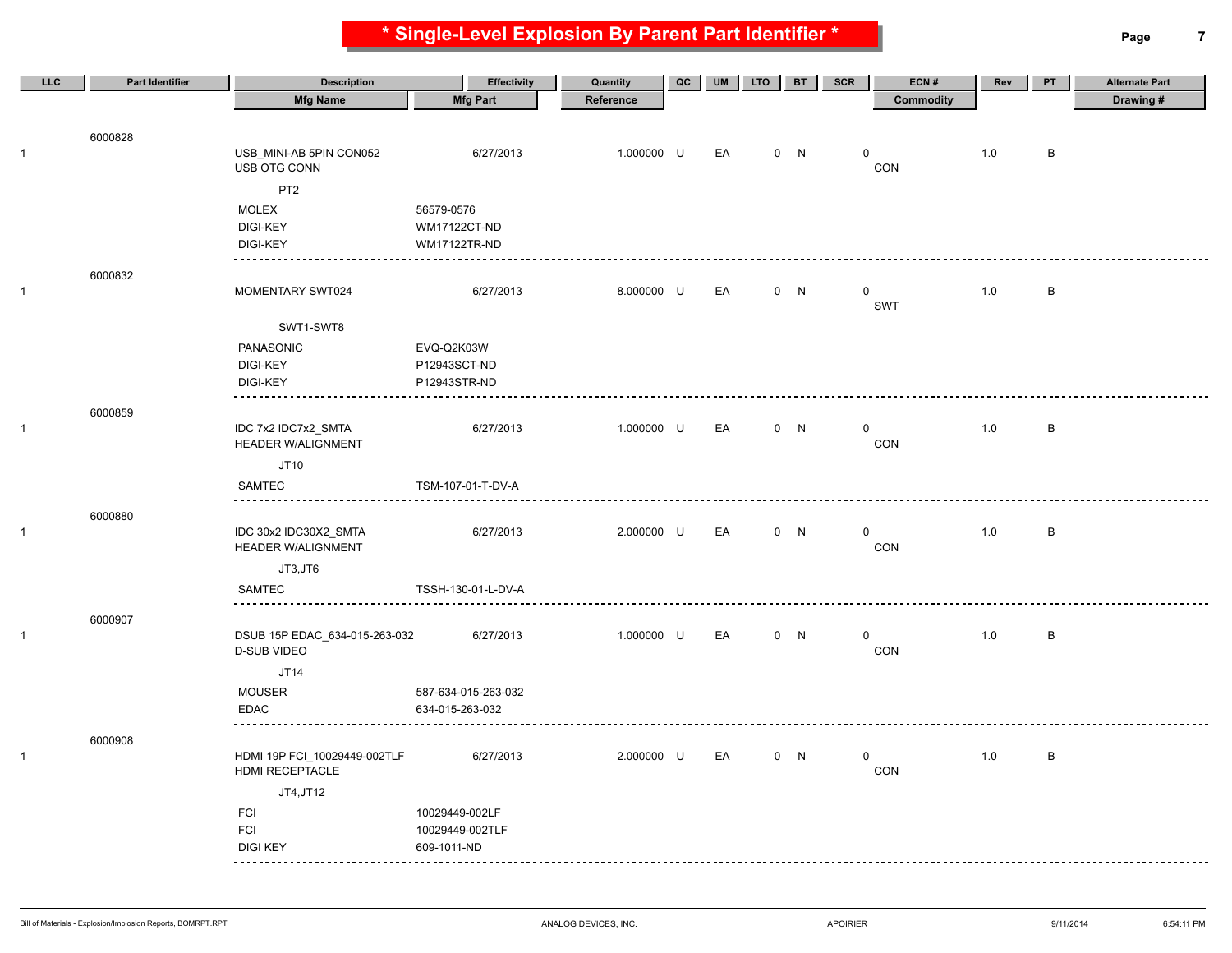# * Single-Level Explosion By Parent Part Identifier *

| LLC | Part Identifier | Description / Mfg Name | Mfg Part | Effectivity | Quantity / Reference | QC | UM | LTO | BT | SCR | ECN # / Commodity | Rev | PT | Alternate Part / Drawing # |
|---|---|---|---|---|---|---|---|---|---|---|---|---|---|---|
| | 6000828 | | | | | | | | | | | | | |
| 1 | | USB_MINI-AB 5PIN CON052 | | 6/27/2013 | 1.000000 | U | EA | 0 | N | 0 | | 1.0 | B | |
| | | USB OTG CONN | | | | | | | | | CON | | | |
| | | PT2 | | | | | | | | | | | | |
| | | MOLEX | 56579-0576 | | | | | | | | | | | |
| | | DIGI-KEY | WM17122CT-ND | | | | | | | | | | | |
| | | DIGI-KEY | WM17122TR-ND | | | | | | | | | | | |
| | 6000832 | | | | | | | | | | | | | |
| 1 | | MOMENTARY SWT024 | | 6/27/2013 | 8.000000 | U | EA | 0 | N | 0 | | 1.0 | B | |
| | | | | | | | | | | | SWT | | | |
| | | SWT1-SWT8 | | | | | | | | | | | | |
| | | PANASONIC | EVQ-Q2K03W | | | | | | | | | | | |
| | | DIGI-KEY | P12943SCT-ND | | | | | | | | | | | |
| | | DIGI-KEY | P12943STR-ND | | | | | | | | | | | |
| | 6000859 | | | | | | | | | | | | | |
| 1 | | IDC 7x2 IDC7x2_SMTA | | 6/27/2013 | 1.000000 | U | EA | 0 | N | 0 | | 1.0 | B | |
| | | HEADER W/ALIGNMENT | | | | | | | | | CON | | | |
| | | JT10 | | | | | | | | | | | | |
| | | SAMTEC | TSM-107-01-T-DV-A | | | | | | | | | | | |
| | 6000880 | | | | | | | | | | | | | |
| 1 | | IDC 30x2 IDC30X2_SMTA | | 6/27/2013 | 2.000000 | U | EA | 0 | N | 0 | | 1.0 | B | |
| | | HEADER W/ALIGNMENT | | | | | | | | | CON | | | |
| | | JT3,JT6 | | | | | | | | | | | | |
| | | SAMTEC | TSSH-130-01-L-DV-A | | | | | | | | | | | |
| | 6000907 | | | | | | | | | | | | | |
| 1 | | DSUB 15P EDAC_634-015-263-032 | | 6/27/2013 | 1.000000 | U | EA | 0 | N | 0 | | 1.0 | B | |
| | | D-SUB VIDEO | | | | | | | | | CON | | | |
| | | JT14 | | | | | | | | | | | | |
| | | MOUSER | 587-634-015-263-032 | | | | | | | | | | | |
| | | EDAC | 634-015-263-032 | | | | | | | | | | | |
| | 6000908 | | | | | | | | | | | | | |
| 1 | | HDMI 19P FCI_10029449-002TLF | | 6/27/2013 | 2.000000 | U | EA | 0 | N | 0 | | 1.0 | B | |
| | | HDMI RECEPTACLE | | | | | | | | | CON | | | |
| | | JT4,JT12 | | | | | | | | | | | | |
| | | FCI | 10029449-002LF | | | | | | | | | | | |
| | | FCI | 10029449-002TLF | | | | | | | | | | | |
| | | DIGI KEY | 609-1011-ND | | | | | | | | | | | |

Bill of Materials - Explosion/Implosion Reports, BOMRPT.RPT — ANALOG DEVICES, INC. — APOIRIER — 9/11/2014 — 6:54:11 PM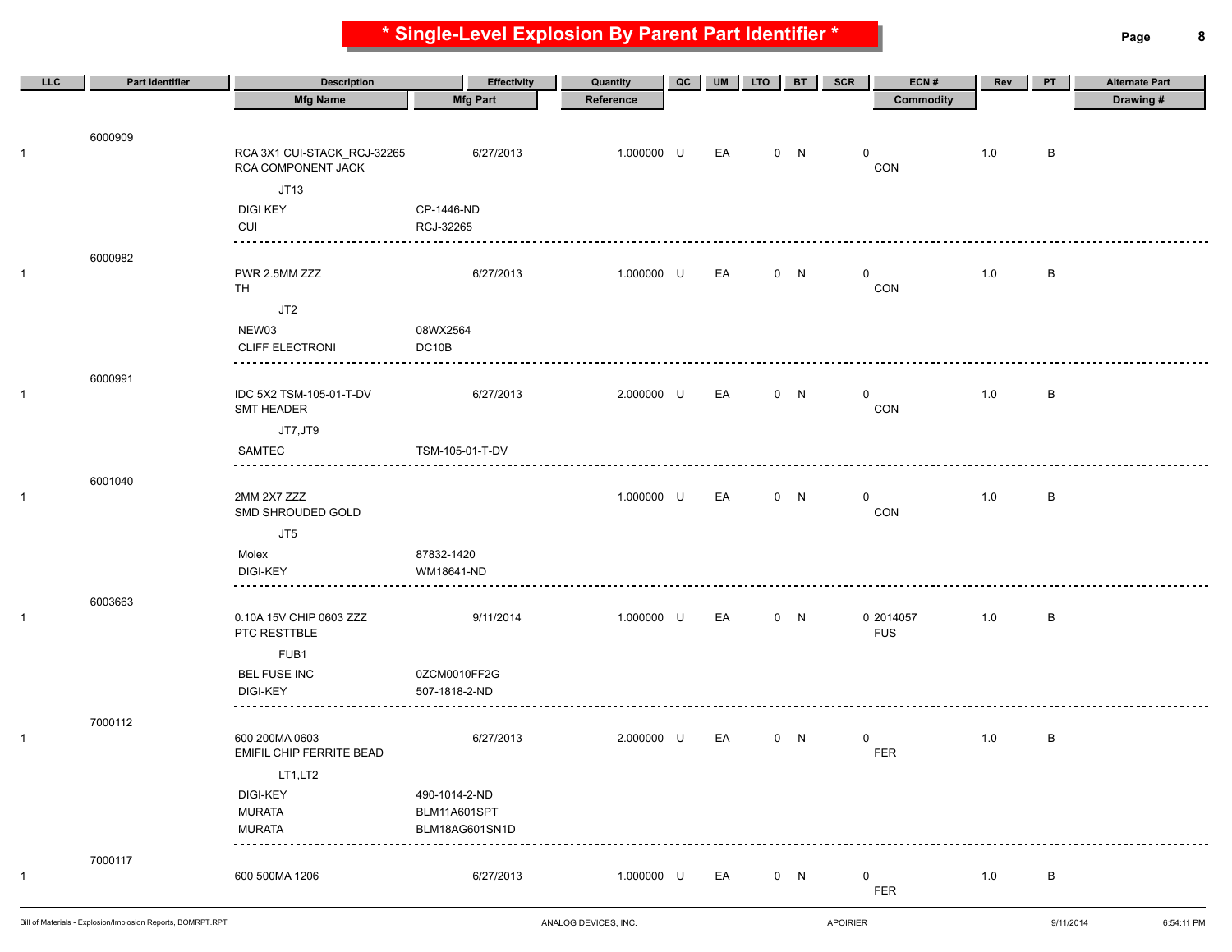# * Single-Level Explosion By Parent Part Identifier *

| LLC | Part Identifier | Description / Mfg Name | Effectivity / Mfg Part | Quantity / Reference | QC | UM | LTO | BT | SCR | ECN # / Commodity | Rev | PT | Alternate Part / Drawing # |
|---|---|---|---|---|---|---|---|---|---|---|---|---|---|
| 1 | 6000909 | RCA 3X1 CUI-STACK_RCJ-32265<br>RCA COMPONENT JACK | 6/27/2013 | 1.000000 | U | EA | 0 | N | 0 | CON | 1.0 | B | |
| | | | | JT13 | | | | | | | | | |
| | | DIGI KEY | CP-1446-ND | | | | | | | | | | |
| | | CUI | RCJ-32265 | | | | | | | | | | |
| 1 | 6000982 | PWR 2.5MM ZZZ<br>TH | 6/27/2013 | 1.000000 | U | EA | 0 | N | 0 | CON | 1.0 | B | |
| | | | | JT2 | | | | | | | | | |
| | | NEW03 | 08WX2564 | | | | | | | | | | |
| | | CLIFF ELECTRONI | DC10B | | | | | | | | | | |
| 1 | 6000991 | IDC 5X2 TSM-105-01-T-DV<br>SMT HEADER | 6/27/2013 | 2.000000 | U | EA | 0 | N | 0 | CON | 1.0 | B | |
| | | | | JT7,JT9 | | | | | | | | | |
| | | SAMTEC | TSM-105-01-T-DV | | | | | | | | | | |
| 1 | 6001040 | 2MM 2X7 ZZZ<br>SMD SHROUDED GOLD | | 1.000000 | U | EA | 0 | N | 0 | CON | 1.0 | B | |
| | | | | JT5 | | | | | | | | | |
| | | Molex | 87832-1420 | | | | | | | | | | |
| | | DIGI-KEY | WM18641-ND | | | | | | | | | | |
| 1 | 6003663 | 0.10A 15V CHIP 0603 ZZZ<br>PTC RESTTBLE | 9/11/2014 | 1.000000 | U | EA | 0 | N | 0 | 2014057<br>FUS | 1.0 | B | |
| | | | | FUB1 | | | | | | | | | |
| | | BEL FUSE INC | 0ZCM0010FF2G | | | | | | | | | | |
| | | DIGI-KEY | 507-1818-2-ND | | | | | | | | | | |
| 1 | 7000112 | 600 200MA 0603<br>EMIFIL CHIP FERRITE BEAD | 6/27/2013 | 2.000000 | U | EA | 0 | N | 0 | FER | 1.0 | B | |
| | | | | LT1,LT2 | | | | | | | | | |
| | | DIGI-KEY | 490-1014-2-ND | | | | | | | | | | |
| | | MURATA | BLM11A601SPT | | | | | | | | | | |
| | | MURATA | BLM18AG601SN1D | | | | | | | | | | |
| 1 | 7000117 | 600 500MA 1206 | 6/27/2013 | 1.000000 | U | EA | 0 | N | 0 | FER | 1.0 | B | |

Bill of Materials - Explosion/Implosion Reports, BOMRPT.RPT | ANALOG DEVICES, INC. | APOIRIER | 9/11/2014 | 6:54:11 PM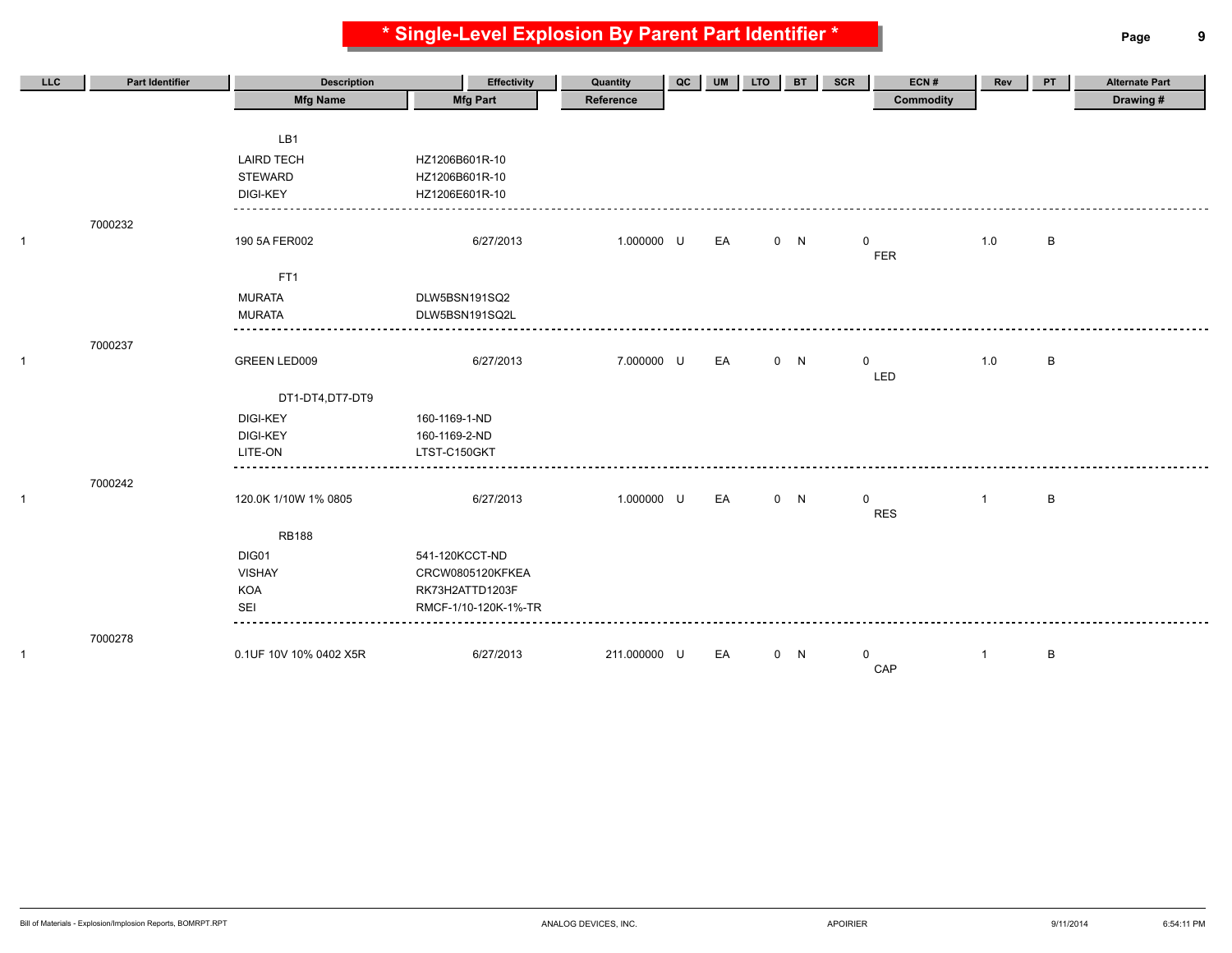# * Single-Level Explosion By Parent Part Identifier *

| LLC | Part Identifier | Description / Mfg Name | Effectivity / Mfg Part | Quantity / Reference | QC | UM | LTO | BT | SCR | ECN # / Commodity | Rev | PT | Alternate Part / Drawing # |
|---|---|---|---|---|---|---|---|---|---|---|---|---|---|
| | | LB1 | | | | | | | | | | | |
| | | LAIRD TECH | HZ1206B601R-10 | | | | | | | | | | |
| | | STEWARD | HZ1206B601R-10 | | | | | | | | | | |
| | | DIGI-KEY | HZ1206E601R-10 | | | | | | | | | | |
| | 7000232 | | | | | | | | | | | | |
| 1 | | 190 5A FER002 | 6/27/2013 | 1.000000 | U | EA | 0 | N | 0 | FER | 1.0 | B | |
| | | FT1 | | | | | | | | | | | |
| | | MURATA | DLW5BSN191SQ2 | | | | | | | | | | |
| | | MURATA | DLW5BSN191SQ2L | | | | | | | | | | |
| | 7000237 | | | | | | | | | | | | |
| 1 | | GREEN LED009 | 6/27/2013 | 7.000000 | U | EA | 0 | N | 0 | LED | 1.0 | B | |
| | | DT1-DT4,DT7-DT9 | | | | | | | | | | | |
| | | DIGI-KEY | 160-1169-1-ND | | | | | | | | | | |
| | | DIGI-KEY | 160-1169-2-ND | | | | | | | | | | |
| | | LITE-ON | LTST-C150GKT | | | | | | | | | | |
| | 7000242 | | | | | | | | | | | | |
| 1 | | 120.0K 1/10W 1% 0805 | 6/27/2013 | 1.000000 | U | EA | 0 | N | 0 | RES | 1 | B | |
| | | RB188 | | | | | | | | | | | |
| | | DIG01 | 541-120KCCT-ND | | | | | | | | | | |
| | | VISHAY | CRCW0805120KFKEA | | | | | | | | | | |
| | | KOA | RK73H2ATTD1203F | | | | | | | | | | |
| | | SEI | RMCF-1/10-120K-1%-TR | | | | | | | | | | |
| | 7000278 | | | | | | | | | | | | |
| 1 | | 0.1UF 10V 10% 0402 X5R | 6/27/2013 | 211.000000 | U | EA | 0 | N | 0 | CAP | 1 | B | |

Bill of Materials - Explosion/Implosion Reports, BOMRPT.RPT ANALOG DEVICES, INC. APOIRIER 9/11/2014 6:54:11 PM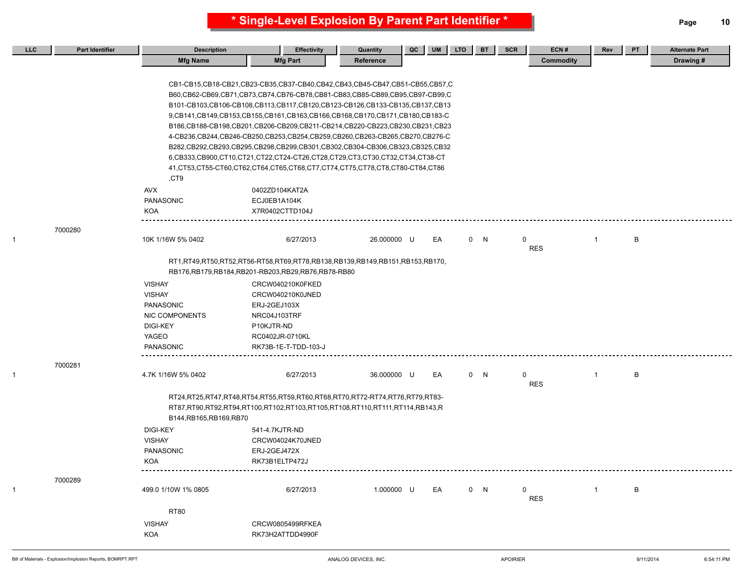# * Single-Level Explosion By Parent Part Identifier *

| LLC | Part Identifier | Description / Mfg Name | Effectivity / Mfg Part | Quantity / Reference | QC | UM | LTO | BT | SCR | ECN # / Commodity | Rev | PT | Alternate Part / Drawing # |
|---|---|---|---|---|---|---|---|---|---|---|---|---|---|

CB1-CB15,CB18-CB21,CB23-CB35,CB37-CB40,CB42,CB43,CB45-CB47,CB51-CB55,CB57,CB60,CB62-CB69,CB71,CB73,CB74,CB76-CB78,CB81-CB83,CB85-CB89,CB95,CB97-CB99,CB101-CB103,CB106-CB108,CB113,CB117,CB120,CB123-CB126,CB133-CB135,CB137,CB139,CB141,CB149,CB153,CB155,CB161,CB163,CB166,CB168,CB170,CB171,CB180,CB183-CB186,CB188-CB198,CB201,CB206-CB209,CB211-CB214,CB220-CB223,CB230,CB231,CB234-CB236,CB244,CB246-CB250,CB253,CB254,CB259,CB260,CB263-CB265,CB270,CB276-CB282,CB292,CB293,CB295,CB298,CB299,CB301,CB302,CB304-CB306,CB323,CB325,CB326,CB333,CB900,CT10,CT21,CT22,CT24-CT26,CT28,CT29,CT3,CT30,CT32,CT34,CT38-CT41,CT53,CT55-CT60,CT62,CT64,CT65,CT68,CT7,CT74,CT75,CT78,CT8,CT80-CT84,CT86,CT9

| Mfg Name | Mfg Part |
|---|---|
| AVX | 0402ZD104KAT2A |
| PANASONIC | ECJ0EB1A104K |
| KOA | X7R0402CTTD104J |

---

| LLC | Part Identifier | Description | Effectivity | Quantity | QC | UM | LTO | BT | SCR | ECN # | Commodity | Rev | PT |
|---|---|---|---|---|---|---|---|---|---|---|---|---|---|
| 1 | 7000280 | 10K 1/16W 5% 0402 | 6/27/2013 | 26.000000 | U | EA | 0 | N | 0 | | RES | 1 | B |

RT1,RT49,RT50,RT52,RT56-RT58,RT69,RT78,RB138,RB139,RB149,RB151,RB153,RB170,RB176,RB179,RB184,RB201-RB203,RB29,RB76,RB78-RB80

| Mfg Name | Mfg Part |
|---|---|
| VISHAY | CRCW040210K0FKED |
| VISHAY | CRCW040210K0JNED |
| PANASONIC | ERJ-2GEJ103X |
| NIC COMPONENTS | NRC04J103TRF |
| DIGI-KEY | P10KJTR-ND |
| YAGEO | RC0402JR-0710KL |
| PANASONIC | RK73B-1E-T-TDD-103-J |

---

| LLC | Part Identifier | Description | Effectivity | Quantity | QC | UM | LTO | BT | SCR | ECN # | Commodity | Rev | PT |
|---|---|---|---|---|---|---|---|---|---|---|---|---|---|
| 1 | 7000281 | 4.7K 1/16W 5% 0402 | 6/27/2013 | 36.000000 | U | EA | 0 | N | 0 | | RES | 1 | B |

RT24,RT25,RT47,RT48,RT54,RT55,RT59,RT60,RT68,RT70,RT72-RT74,RT76,RT79,RT83-RT87,RT90,RT92,RT94,RT100,RT102,RT103,RT105,RT108,RT110,RT111,RT114,RB143,RB144,RB165,RB169,RB70

| Mfg Name | Mfg Part |
|---|---|
| DIGI-KEY | 541-4.7KJTR-ND |
| VISHAY | CRCW04024K70JNED |
| PANASONIC | ERJ-2GEJ472X |
| KOA | RK73B1ELTP472J |

---

| LLC | Part Identifier | Description | Effectivity | Quantity | QC | UM | LTO | BT | SCR | ECN # | Commodity | Rev | PT |
|---|---|---|---|---|---|---|---|---|---|---|---|---|---|
| 1 | 7000289 | 499.0 1/10W 1% 0805 | 6/27/2013 | 1.000000 | U | EA | 0 | N | 0 | | RES | 1 | B |

RT80

| Mfg Name | Mfg Part |
|---|---|
| VISHAY | CRCW0805499RFKEA |
| KOA | RK73H2ATTDD4990F |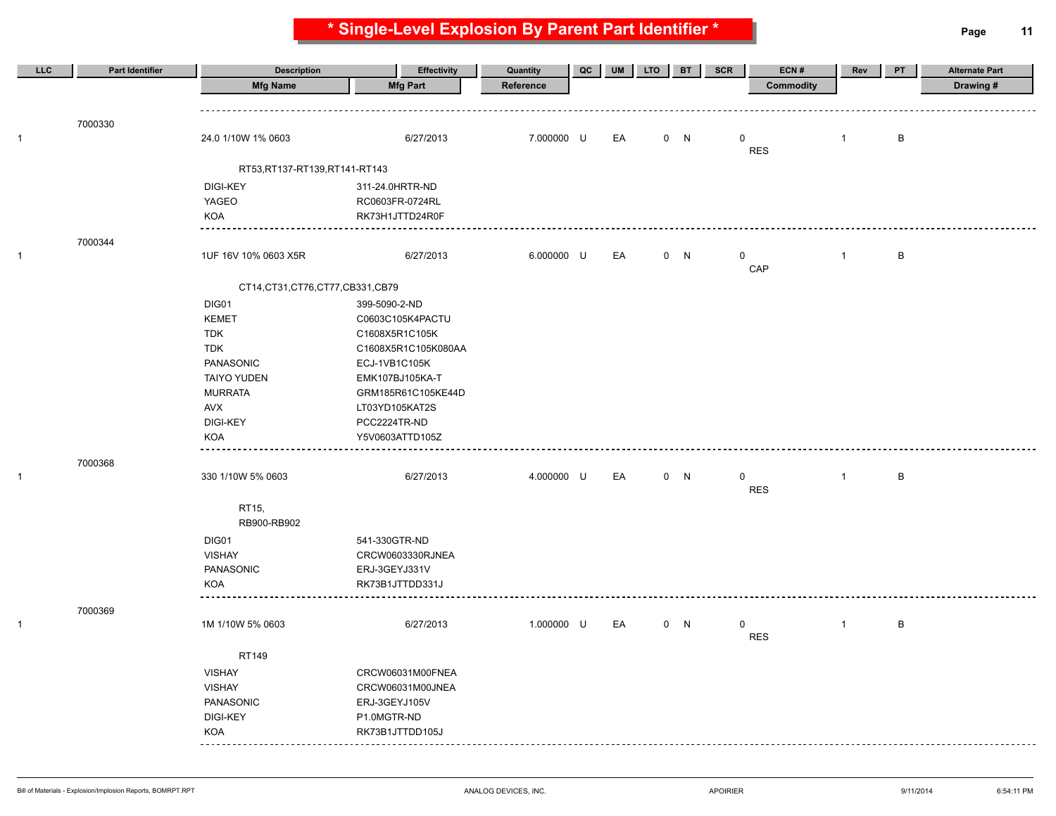# * Single-Level Explosion By Parent Part Identifier *

| LLC | Part Identifier | Description | Effectivity | Quantity | QC | UM | LTO | BT | SCR | ECN # | Rev | PT | Alternate Part |
|---|---|---|---|---|---|---|---|---|---|---|---|---|---|
| | | Mfg Name | Mfg Part | Reference | | | | | | Commodity | | | Drawing # |
| | 7000330 | | | | | | | | | | | | |
| 1 | | 24.0 1/10W 1% 0603 | 6/27/2013 | 7.000000 | U | EA | 0 | N | 0 | RES | 1 | B | |
| | | RT53,RT137-RT139,RT141-RT143 | | | | | | | | | | | |
| | | DIGI-KEY | 311-24.0HRTR-ND | | | | | | | | | | |
| | | YAGEO | RC0603FR-0724RL | | | | | | | | | | |
| | | KOA | RK73H1JTTD24R0F | | | | | | | | | | |
| | 7000344 | | | | | | | | | | | | |
| 1 | | 1UF 16V 10% 0603 X5R | 6/27/2013 | 6.000000 | U | EA | 0 | N | 0 | CAP | 1 | B | |
| | | CT14,CT31,CT76,CT77,CB331,CB79 | | | | | | | | | | | |
| | | DIG01 | 399-5090-2-ND | | | | | | | | | | |
| | | KEMET | C0603C105K4PACTU | | | | | | | | | | |
| | | TDK | C1608X5R1C105K | | | | | | | | | | |
| | | TDK | C1608X5R1C105K080AA | | | | | | | | | | |
| | | PANASONIC | ECJ-1VB1C105K | | | | | | | | | | |
| | | TAIYO YUDEN | EMK107BJ105KA-T | | | | | | | | | | |
| | | MURRATA | GRM185R61C105KE44D | | | | | | | | | | |
| | | AVX | LT03YD105KAT2S | | | | | | | | | | |
| | | DIGI-KEY | PCC2224TR-ND | | | | | | | | | | |
| | | KOA | Y5V0603ATTD105Z | | | | | | | | | | |
| | 7000368 | | | | | | | | | | | | |
| 1 | | 330 1/10W 5% 0603 | 6/27/2013 | 4.000000 | U | EA | 0 | N | 0 | RES | 1 | B | |
| | | RT15, RB900-RB902 | | | | | | | | | | | |
| | | DIG01 | 541-330GTR-ND | | | | | | | | | | |
| | | VISHAY | CRCW0603330RJNEA | | | | | | | | | | |
| | | PANASONIC | ERJ-3GEYJ331V | | | | | | | | | | |
| | | KOA | RK73B1JTTDD331J | | | | | | | | | | |
| | 7000369 | | | | | | | | | | | | |
| 1 | | 1M 1/10W 5% 0603 | 6/27/2013 | 1.000000 | U | EA | 0 | N | 0 | RES | 1 | B | |
| | | RT149 | | | | | | | | | | | |
| | | VISHAY | CRCW06031M00FNEA | | | | | | | | | | |
| | | VISHAY | CRCW06031M00JNEA | | | | | | | | | | |
| | | PANASONIC | ERJ-3GEYJ105V | | | | | | | | | | |
| | | DIGI-KEY | P1.0MGTR-ND | | | | | | | | | | |
| | | KOA | RK73B1JTTDD105J | | | | | | | | | | |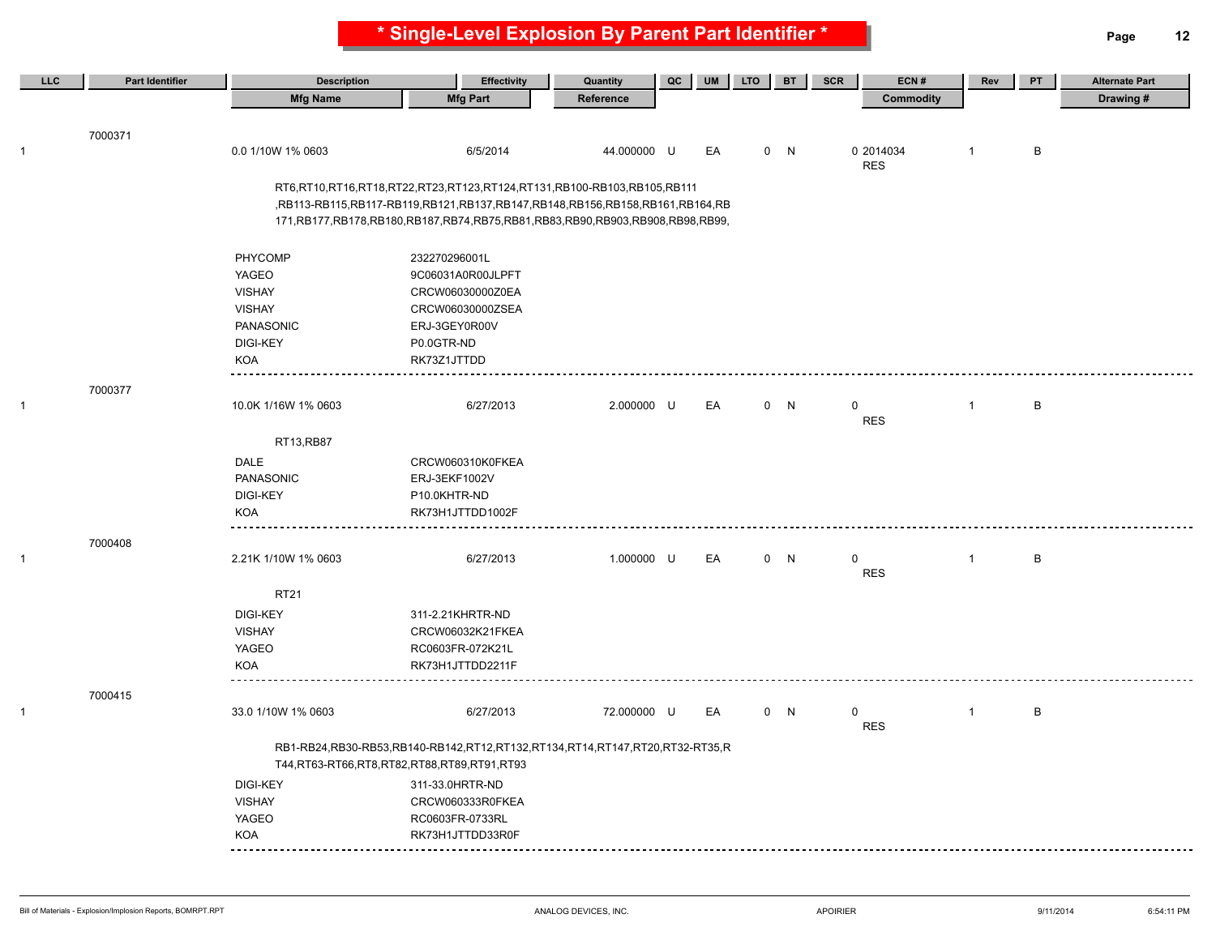# * Single-Level Explosion By Parent Part Identifier *

| LLC | Part Identifier | Description | Effectivity | Quantity | QC | UM | LTO | BT | SCR | ECN # | Rev | PT | Alternate Part |
|---|---|---|---|---|---|---|---|---|---|---|---|---|---|
| | | Mfg Name | Mfg Part | Reference | | | | | | Commodity | | | Drawing # |
| | 7000371 | | | | | | | | | | | | |
| 1 | | 0.0 1/10W 1% 0603 | 6/5/2014 | 44.000000 | U | EA | 0 | N | | 0 2014034 | 1 | B | |
| | | | | | | | | | | RES | | | |
| | | RT6,RT10,RT16,RT18,RT22,RT23,RT123,RT124,RT131,RB100-RB103,RB105,RB111 ,RB113-RB115,RB117-RB119,RB121,RB137,RB147,RB148,RB156,RB158,RB161,RB164,RB 171,RB177,RB178,RB180,RB187,RB74,RB75,RB81,RB83,RB90,RB903,RB908,RB98,RB99, | | | | | | | | | | | |
| | | PHYCOMP | 232270296001L | | | | | | | | | | |
| | | YAGEO | 9C06031A0R00JLPFT | | | | | | | | | | |
| | | VISHAY | CRCW06030000Z0EA | | | | | | | | | | |
| | | VISHAY | CRCW06030000ZSEA | | | | | | | | | | |
| | | PANASONIC | ERJ-3GEY0R00V | | | | | | | | | | |
| | | DIGI-KEY | P0.0GTR-ND | | | | | | | | | | |
| | | KOA | RK73Z1JTTDD | | | | | | | | | | |
| | 7000377 | | | | | | | | | | | | |
| 1 | | 10.0K 1/16W 1% 0603 | 6/27/2013 | 2.000000 | U | EA | 0 | N | | 0 | 1 | B | |
| | | | | | | | | | | RES | | | |
| | | RT13,RB87 | | | | | | | | | | | |
| | | DALE | CRCW060310K0FKEA | | | | | | | | | | |
| | | PANASONIC | ERJ-3EKF1002V | | | | | | | | | | |
| | | DIGI-KEY | P10.0KHTR-ND | | | | | | | | | | |
| | | KOA | RK73H1JTTDD1002F | | | | | | | | | | |
| | 7000408 | | | | | | | | | | | | |
| 1 | | 2.21K 1/10W 1% 0603 | 6/27/2013 | 1.000000 | U | EA | 0 | N | | 0 | 1 | B | |
| | | | | | | | | | | RES | | | |
| | | RT21 | | | | | | | | | | | |
| | | DIGI-KEY | 311-2.21KHRTR-ND | | | | | | | | | | |
| | | VISHAY | CRCW06032K21FKEA | | | | | | | | | | |
| | | YAGEO | RC0603FR-072K21L | | | | | | | | | | |
| | | KOA | RK73H1JTTDD2211F | | | | | | | | | | |
| | 7000415 | | | | | | | | | | | | |
| 1 | | 33.0 1/10W 1% 0603 | 6/27/2013 | 72.000000 | U | EA | 0 | N | | 0 | 1 | B | |
| | | | | | | | | | | RES | | | |
| | | RB1-RB24,RB30-RB53,RB140-RB142,RT12,RT132,RT134,RT14,RT147,RT20,RT32-RT35,R T44,RT63-RT66,RT8,RT82,RT88,RT89,RT91,RT93 | | | | | | | | | | | |
| | | DIGI-KEY | 311-33.0HRTR-ND | | | | | | | | | | |
| | | VISHAY | CRCW060333R0FKEA | | | | | | | | | | |
| | | YAGEO | RC0603FR-0733RL | | | | | | | | | | |
| | | KOA | RK73H1JTTDD33R0F | | | | | | | | | | |

Bill of Materials - Explosion/Implosion Reports, BOMRPT.RPT — ANALOG DEVICES, INC. — APOIRIER — 9/11/2014 6:54:11 PM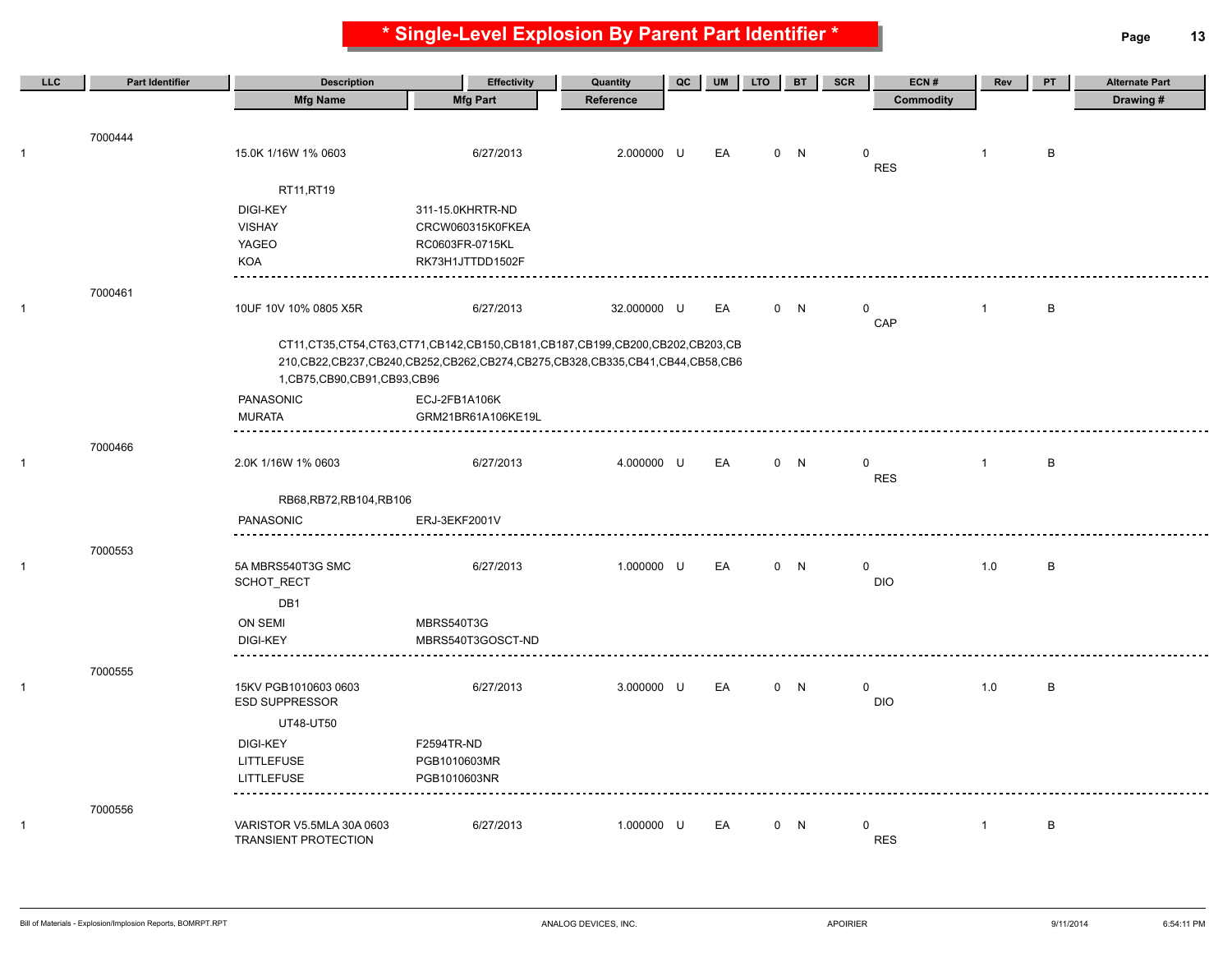# * Single-Level Explosion By Parent Part Identifier *

| LLC | Part Identifier | Description | Effectivity | Quantity | QC | UM | LTO | BT | SCR | ECN # | Rev | PT | Alternate Part |
|---|---|---|---|---|---|---|---|---|---|---|---|---|---|
| | | Mfg Name | Mfg Part | Reference | | | | | | Commodity | | | Drawing # |
| | 7000444 | | | | | | | | | | | | |
| 1 | | 15.0K 1/16W 1% 0603 | 6/27/2013 | 2.000000 | U | EA | 0 | N | 0 | RES | 1 | B | |
| | | RT11,RT19 | | | | | | | | | | | |
| | | DIGI-KEY | 311-15.0KHRTR-ND | | | | | | | | | | |
| | | VISHAY | CRCW060315K0FKEA | | | | | | | | | | |
| | | YAGEO | RC0603FR-0715KL | | | | | | | | | | |
| | | KOA | RK73H1JTTDD1502F | | | | | | | | | | |
| | 7000461 | | | | | | | | | | | | |
| 1 | | 10UF 10V 10% 0805 X5R | 6/27/2013 | 32.000000 | U | EA | 0 | N | 0 | CAP | 1 | B | |
| | | CT11,CT35,CT54,CT63,CT71,CB142,CB150,CB181,CB187,CB199,CB200,CB202,CB203,CB210,CB22,CB237,CB240,CB252,CB262,CB274,CB275,CB328,CB335,CB41,CB44,CB58,CB61,CB75,CB90,CB91,CB93,CB96 | | | | | | | | | | | |
| | | PANASONIC | ECJ-2FB1A106K | | | | | | | | | | |
| | | MURATA | GRM21BR61A106KE19L | | | | | | | | | | |
| | 7000466 | | | | | | | | | | | | |
| 1 | | 2.0K 1/16W 1% 0603 | 6/27/2013 | 4.000000 | U | EA | 0 | N | 0 | RES | 1 | B | |
| | | RB68,RB72,RB104,RB106 | | | | | | | | | | | |
| | | PANASONIC | ERJ-3EKF2001V | | | | | | | | | | |
| | 7000553 | | | | | | | | | | | | |
| 1 | | 5A MBRS540T3G SMC SCHOT_RECT | 6/27/2013 | 1.000000 | U | EA | 0 | N | 0 | DIO | 1.0 | B | |
| | | DB1 | | | | | | | | | | | |
| | | ON SEMI | MBRS540T3G | | | | | | | | | | |
| | | DIGI-KEY | MBRS540T3GOSCT-ND | | | | | | | | | | |
| | 7000555 | | | | | | | | | | | | |
| 1 | | 15KV PGB1010603 0603 ESD SUPPRESSOR | 6/27/2013 | 3.000000 | U | EA | 0 | N | 0 | DIO | 1.0 | B | |
| | | UT48-UT50 | | | | | | | | | | | |
| | | DIGI-KEY | F2594TR-ND | | | | | | | | | | |
| | | LITTLEFUSE | PGB1010603MR | | | | | | | | | | |
| | | LITTLEFUSE | PGB1010603NR | | | | | | | | | | |
| | 7000556 | | | | | | | | | | | | |
| 1 | | VARISTOR V5.5MLA 30A 0603 TRANSIENT PROTECTION | 6/27/2013 | 1.000000 | U | EA | 0 | N | 0 | RES | 1 | B | |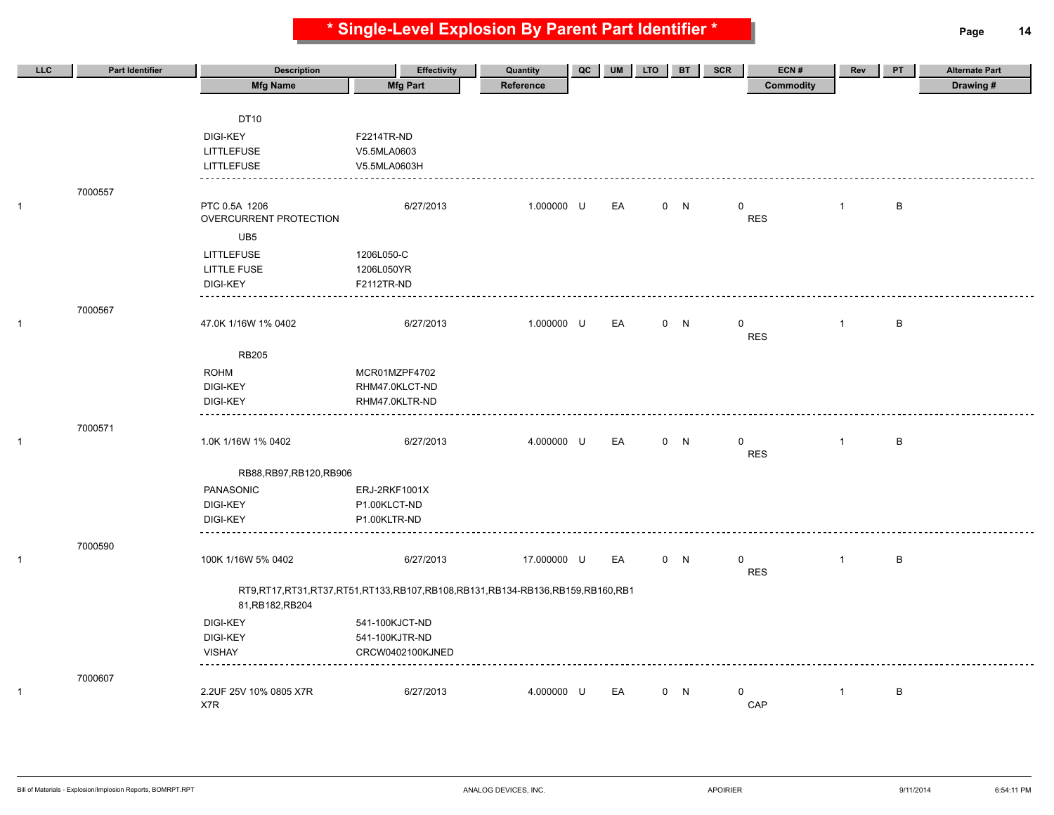# * Single-Level Explosion By Parent Part Identifier *

| LLC | Part Identifier | Description | Effectivity | Quantity | QC | UM | LTO | BT | SCR | ECN # | Rev | PT | Alternate Part |
|---|---|---|---|---|---|---|---|---|---|---|---|---|---|
| | | Mfg Name | Mfg Part | Reference | | | | | | Commodity | | | Drawing # |
| | | DT10 | | | | | | | | | | | |
| | | DIGI-KEY | F2214TR-ND | | | | | | | | | | |
| | | LITTLEFUSE | V5.5MLA0603 | | | | | | | | | | |
| | | LITTLEFUSE | V5.5MLA0603H | | | | | | | | | | |
| | 7000557 | | | | | | | | | | | | |
| 1 | | PTC 0.5A 1206 OVERCURRENT PROTECTION | 6/27/2013 | 1.000000 | U | EA | 0 | N | | 0 RES | 1 | B | |
| | | UB5 | | | | | | | | | | | |
| | | LITTLEFUSE | 1206L050-C | | | | | | | | | | |
| | | LITTLE FUSE | 1206L050YR | | | | | | | | | | |
| | | DIGI-KEY | F2112TR-ND | | | | | | | | | | |
| | 7000567 | | | | | | | | | | | | |
| 1 | | 47.0K 1/16W 1% 0402 | 6/27/2013 | 1.000000 | U | EA | 0 | N | | 0 RES | 1 | B | |
| | | RB205 | | | | | | | | | | | |
| | | ROHM | MCR01MZPF4702 | | | | | | | | | | |
| | | DIGI-KEY | RHM47.0KLCT-ND | | | | | | | | | | |
| | | DIGI-KEY | RHM47.0KLTR-ND | | | | | | | | | | |
| | 7000571 | | | | | | | | | | | | |
| 1 | | 1.0K 1/16W 1% 0402 | 6/27/2013 | 4.000000 | U | EA | 0 | N | | 0 RES | 1 | B | |
| | | RB88,RB97,RB120,RB906 | | | | | | | | | | | |
| | | PANASONIC | ERJ-2RKF1001X | | | | | | | | | | |
| | | DIGI-KEY | P1.00KLCT-ND | | | | | | | | | | |
| | | DIGI-KEY | P1.00KLTR-ND | | | | | | | | | | |
| | 7000590 | | | | | | | | | | | | |
| 1 | | 100K 1/16W 5% 0402 | 6/27/2013 | 17.000000 | U | EA | 0 | N | | 0 RES | 1 | B | |
| | | RT9,RT17,RT31,RT37,RT51,RT133,RB107,RB108,RB131,RB134-RB136,RB159,RB160,RB181,RB182,RB204 | | | | | | | | | | | |
| | | DIGI-KEY | 541-100KJCT-ND | | | | | | | | | | |
| | | DIGI-KEY | 541-100KJTR-ND | | | | | | | | | | |
| | | VISHAY | CRCW0402100KJNED | | | | | | | | | | |
| | 7000607 | | | | | | | | | | | | |
| 1 | | 2.2UF 25V 10% 0805 X7R X7R | 6/27/2013 | 4.000000 | U | EA | 0 | N | | 0 CAP | 1 | B | |

Bill of Materials - Explosion/Implosion Reports, BOMRPT.RPT ANALOG DEVICES, INC. APOIRIER 9/11/2014 6:54:11 PM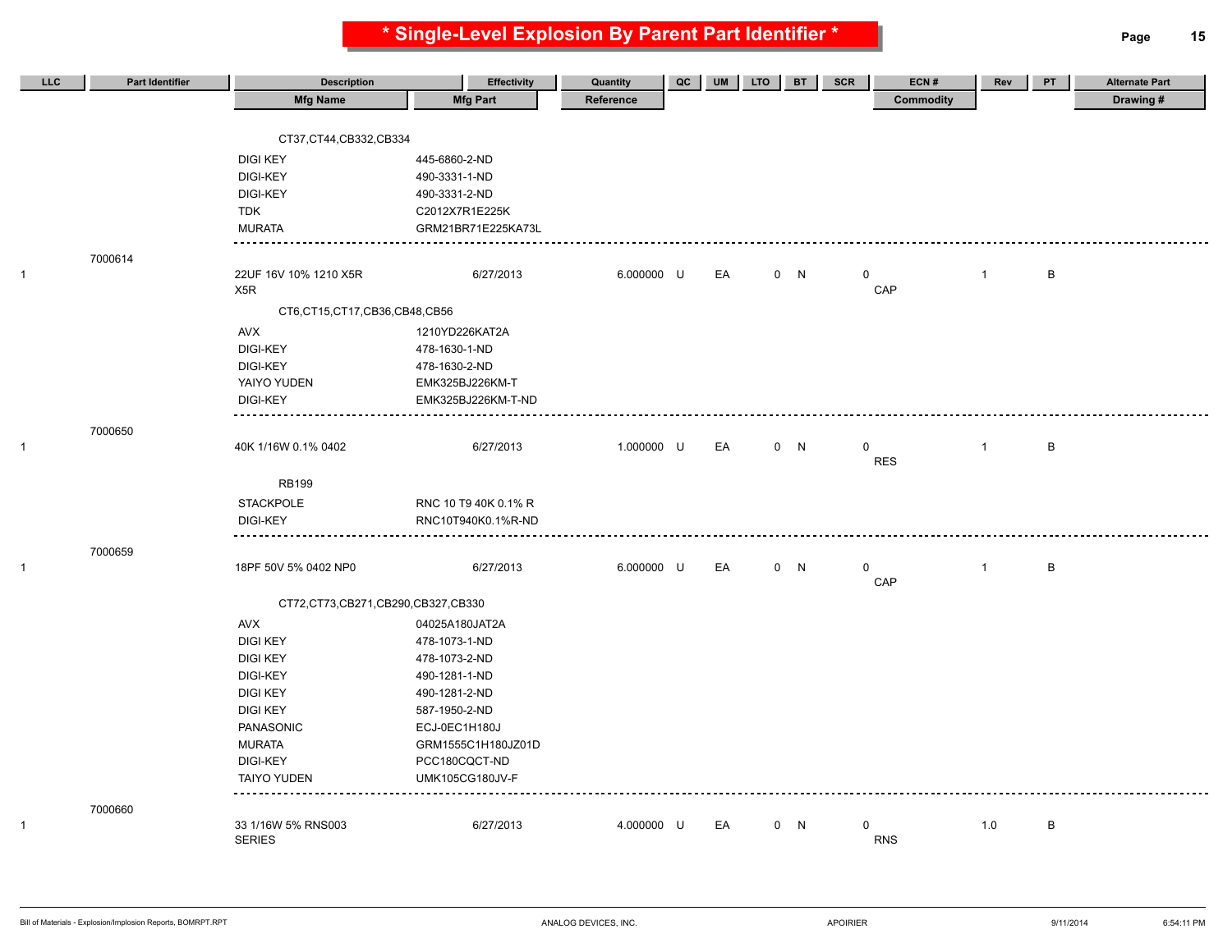# * Single-Level Explosion By Parent Part Identifier *

| LLC | Part Identifier | Description / Mfg Name | Effectivity / Mfg Part | Quantity / Reference | QC | UM | LTO | BT | SCR | ECN # / Commodity | Rev | PT | Alternate Part / Drawing # |
|---|---|---|---|---|---|---|---|---|---|---|---|---|---|
| | | CT37,CT44,CB332,CB334 | | | | | | | | | | | |
| | | DIGI KEY | 445-6860-2-ND | | | | | | | | | | |
| | | DIGI-KEY | 490-3331-1-ND | | | | | | | | | | |
| | | DIGI-KEY | 490-3331-2-ND | | | | | | | | | | |
| | | TDK | C2012X7R1E225K | | | | | | | | | | |
| | | MURATA | GRM21BR71E225KA73L | | | | | | | | | | |
| | 7000614 | | | | | | | | | | | | |
| 1 | | 22UF 16V 10% 1210 X5R X5R | 6/27/2013 | 6.000000 | U | EA | 0 | N | 0 | CAP | 1 | B | |
| | | CT6,CT15,CT17,CB36,CB48,CB56 | | | | | | | | | | | |
| | | AVX | 1210YD226KAT2A | | | | | | | | | | |
| | | DIGI-KEY | 478-1630-1-ND | | | | | | | | | | |
| | | DIGI-KEY | 478-1630-2-ND | | | | | | | | | | |
| | | YAIYO YUDEN | EMK325BJ226KM-T | | | | | | | | | | |
| | | DIGI-KEY | EMK325BJ226KM-T-ND | | | | | | | | | | |
| | 7000650 | | | | | | | | | | | | |
| 1 | | 40K 1/16W 0.1% 0402 | 6/27/2013 | 1.000000 | U | EA | 0 | N | 0 | RES | 1 | B | |
| | | RB199 | | | | | | | | | | | |
| | | STACKPOLE | RNC 10 T9 40K 0.1% R | | | | | | | | | | |
| | | DIGI-KEY | RNC10T940K0.1%R-ND | | | | | | | | | | |
| | 7000659 | | | | | | | | | | | | |
| 1 | | 18PF 50V 5% 0402 NP0 | 6/27/2013 | 6.000000 | U | EA | 0 | N | 0 | CAP | 1 | B | |
| | | CT72,CT73,CB271,CB290,CB327,CB330 | | | | | | | | | | | |
| | | AVX | 04025A180JAT2A | | | | | | | | | | |
| | | DIGI KEY | 478-1073-1-ND | | | | | | | | | | |
| | | DIGI KEY | 478-1073-2-ND | | | | | | | | | | |
| | | DIGI-KEY | 490-1281-1-ND | | | | | | | | | | |
| | | DIGI KEY | 490-1281-2-ND | | | | | | | | | | |
| | | DIGI KEY | 587-1950-2-ND | | | | | | | | | | |
| | | PANASONIC | ECJ-0EC1H180J | | | | | | | | | | |
| | | MURATA | GRM1555C1H180JZ01D | | | | | | | | | | |
| | | DIGI-KEY | PCC180CQCT-ND | | | | | | | | | | |
| | | TAIYO YUDEN | UMK105CG180JV-F | | | | | | | | | | |
| | 7000660 | | | | | | | | | | | | |
| 1 | | 33 1/16W 5% RNS003 SERIES | 6/27/2013 | 4.000000 | U | EA | 0 | N | 0 | RNS | 1.0 | B | |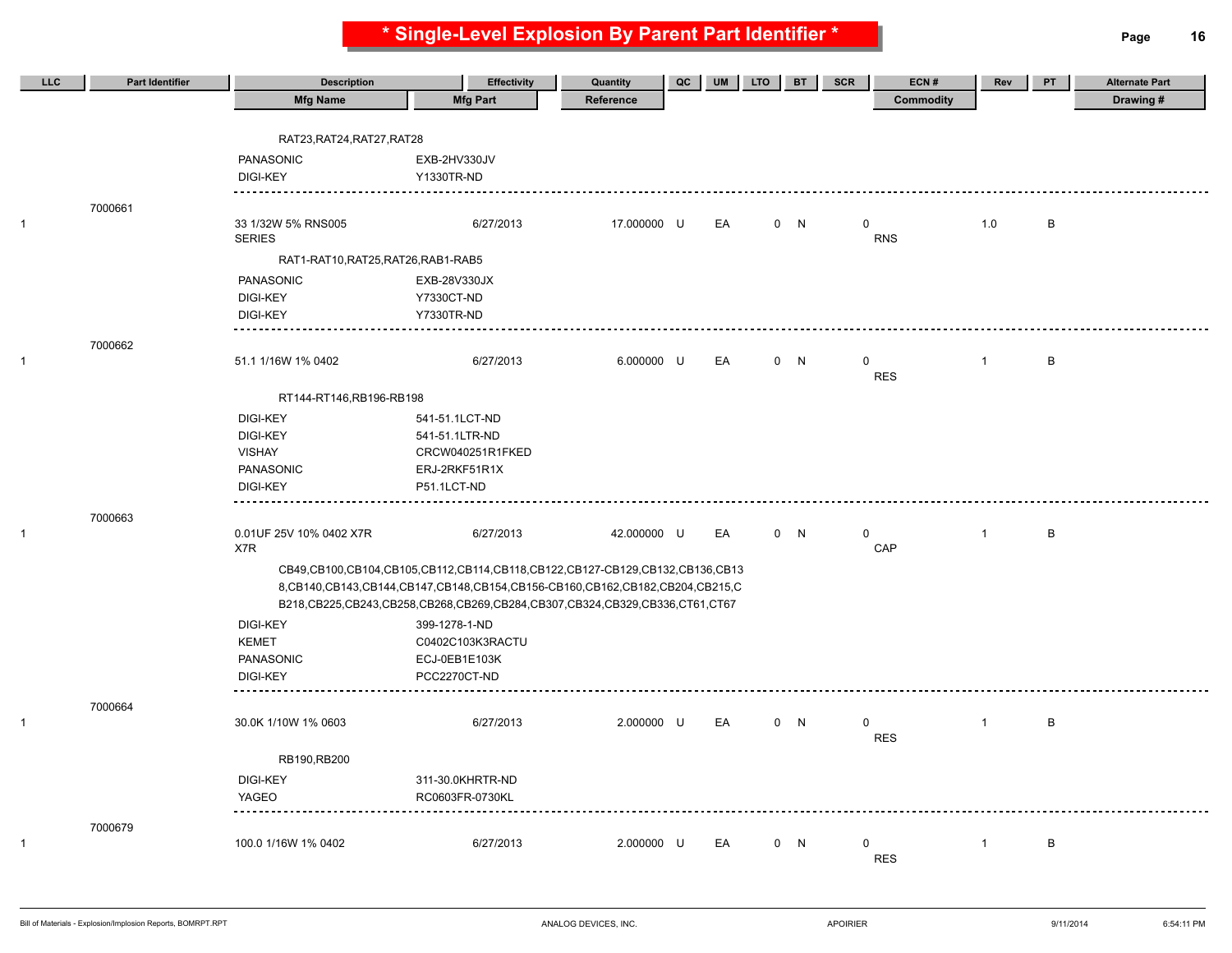# * Single-Level Explosion By Parent Part Identifier *

| LLC | Part Identifier | Description / Mfg Name | Effectivity / Mfg Part | Quantity / Reference | QC | UM | LTO | BT | SCR | ECN # / Commodity | Rev | PT | Alternate Part / Drawing # |
|---|---|---|---|---|---|---|---|---|---|---|---|---|---|
| | | RAT23,RAT24,RAT27,RAT28 | | | | | | | | | | | |
| | | PANASONIC | EXB-2HV330JV | | | | | | | | | | |
| | | DIGI-KEY | Y1330TR-ND | | | | | | | | | | |
| | 7000661 | | | | | | | | | | | | |
| 1 | | 33 1/32W 5% RNS005 SERIES | 6/27/2013 | 17.000000 | U | EA | 0 | N | 0 | RNS | 1.0 | B | |
| | | RAT1-RAT10,RAT25,RAT26,RAB1-RAB5 | | | | | | | | | | | |
| | | PANASONIC | EXB-28V330JX | | | | | | | | | | |
| | | DIGI-KEY | Y7330CT-ND | | | | | | | | | | |
| | | DIGI-KEY | Y7330TR-ND | | | | | | | | | | |
| | 7000662 | | | | | | | | | | | | |
| 1 | | 51.1 1/16W 1% 0402 | 6/27/2013 | 6.000000 | U | EA | 0 | N | 0 | RES | 1 | B | |
| | | RT144-RT146,RB196-RB198 | | | | | | | | | | | |
| | | DIGI-KEY | 541-51.1LCT-ND | | | | | | | | | | |
| | | DIGI-KEY | 541-51.1LTR-ND | | | | | | | | | | |
| | | VISHAY | CRCW040251R1FKED | | | | | | | | | | |
| | | PANASONIC | ERJ-2RKF51R1X | | | | | | | | | | |
| | | DIGI-KEY | P51.1LCT-ND | | | | | | | | | | |
| | 7000663 | | | | | | | | | | | | |
| 1 | | 0.01UF 25V 10% 0402 X7R X7R | 6/27/2013 | 42.000000 | U | EA | 0 | N | 0 | CAP | 1 | B | |
| | | CB49,CB100,CB104,CB105,CB112,CB114,CB118,CB122,CB127-CB129,CB132,CB136,CB138,CB140,CB143,CB144,CB147,CB148,CB154,CB156-CB160,CB162,CB182,CB204,CB215,CB218,CB225,CB243,CB258,CB268,CB269,CB284,CB307,CB324,CB329,CB336,CT61,CT67 | | | | | | | | | | | |
| | | DIGI-KEY | 399-1278-1-ND | | | | | | | | | | |
| | | KEMET | C0402C103K3RACTU | | | | | | | | | | |
| | | PANASONIC | ECJ-0EB1E103K | | | | | | | | | | |
| | | DIGI-KEY | PCC2270CT-ND | | | | | | | | | | |
| | 7000664 | | | | | | | | | | | | |
| 1 | | 30.0K 1/10W 1% 0603 | 6/27/2013 | 2.000000 | U | EA | 0 | N | 0 | RES | 1 | B | |
| | | RB190,RB200 | | | | | | | | | | | |
| | | DIGI-KEY | 311-30.0KHRTR-ND | | | | | | | | | | |
| | | YAGEO | RC0603FR-0730KL | | | | | | | | | | |
| | 7000679 | | | | | | | | | | | | |
| 1 | | 100.0 1/16W 1% 0402 | 6/27/2013 | 2.000000 | U | EA | 0 | N | 0 | RES | 1 | B | |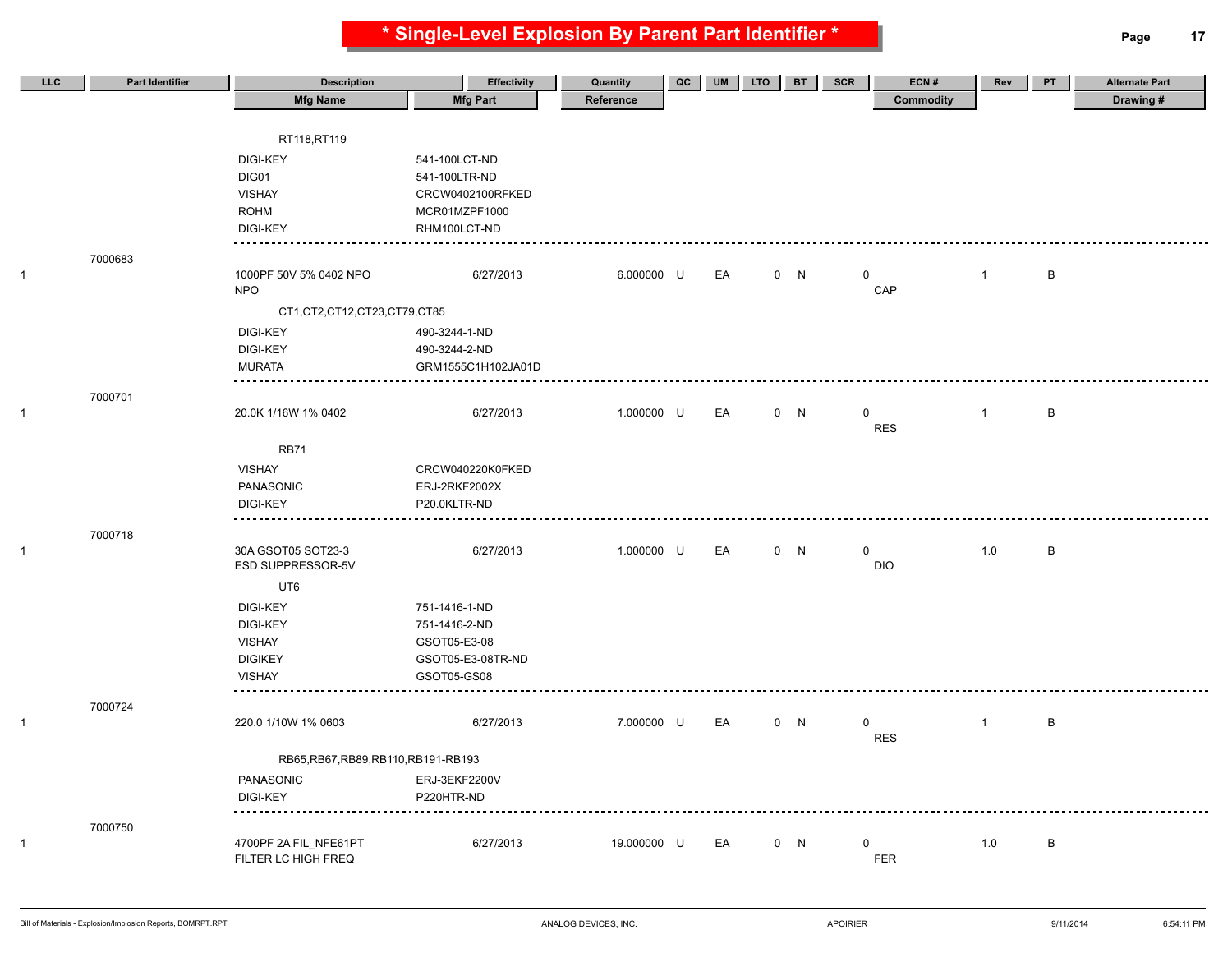# * Single-Level Explosion By Parent Part Identifier *

| LLC | Part Identifier | Description / Mfg Name | Effectivity / Mfg Part | Quantity / Reference | QC | UM | LTO | BT | SCR | ECN # / Commodity | Rev | PT | Alternate Part / Drawing # |
|---|---|---|---|---|---|---|---|---|---|---|---|---|---|
| | | RT118,RT119 | | | | | | | | | | | |
| | | DIGI-KEY | 541-100LCT-ND | | | | | | | | | | |
| | | DIG01 | 541-100LTR-ND | | | | | | | | | | |
| | | VISHAY | CRCW0402100RFKED | | | | | | | | | | |
| | | ROHM | MCR01MZPF1000 | | | | | | | | | | |
| | | DIGI-KEY | RHM100LCT-ND | | | | | | | | | | |
| 1 | 7000683 | 1000PF 50V 5% 0402 NPO NPO | 6/27/2013 | 6.000000 | U | EA | 0 | N | | 0 CAP | 1 | B | |
| | | CT1,CT2,CT12,CT23,CT79,CT85 | | | | | | | | | | | |
| | | DIGI-KEY | 490-3244-1-ND | | | | | | | | | | |
| | | DIGI-KEY | 490-3244-2-ND | | | | | | | | | | |
| | | MURATA | GRM1555C1H102JA01D | | | | | | | | | | |
| 1 | 7000701 | 20.0K 1/16W 1% 0402 | 6/27/2013 | 1.000000 | U | EA | 0 | N | | 0 RES | 1 | B | |
| | | RB71 | | | | | | | | | | | |
| | | VISHAY | CRCW040220K0FKED | | | | | | | | | | |
| | | PANASONIC | ERJ-2RKF2002X | | | | | | | | | | |
| | | DIGI-KEY | P20.0KLTR-ND | | | | | | | | | | |
| 1 | 7000718 | 30A GSOT05 SOT23-3 ESD SUPPRESSOR-5V | 6/27/2013 | 1.000000 | U | EA | 0 | N | | 0 DIO | 1.0 | B | |
| | | UT6 | | | | | | | | | | | |
| | | DIGI-KEY | 751-1416-1-ND | | | | | | | | | | |
| | | DIGI-KEY | 751-1416-2-ND | | | | | | | | | | |
| | | VISHAY | GSOT05-E3-08 | | | | | | | | | | |
| | | DIGIKEY | GSOT05-E3-08TR-ND | | | | | | | | | | |
| | | VISHAY | GSOT05-GS08 | | | | | | | | | | |
| 1 | 7000724 | 220.0 1/10W 1% 0603 | 6/27/2013 | 7.000000 | U | EA | 0 | N | | 0 RES | 1 | B | |
| | | RB65,RB67,RB89,RB110,RB191-RB193 | | | | | | | | | | | |
| | | PANASONIC | ERJ-3EKF2200V | | | | | | | | | | |
| | | DIGI-KEY | P220HTR-ND | | | | | | | | | | |
| 1 | 7000750 | 4700PF 2A FIL_NFE61PT FILTER LC HIGH FREQ | 6/27/2013 | 19.000000 | U | EA | 0 | N | | 0 FER | 1.0 | B | |

Bill of Materials - Explosion/Implosion Reports, BOMRPT.RPT — ANALOG DEVICES, INC. — APOIRIER — 9/11/2014 6:54:11 PM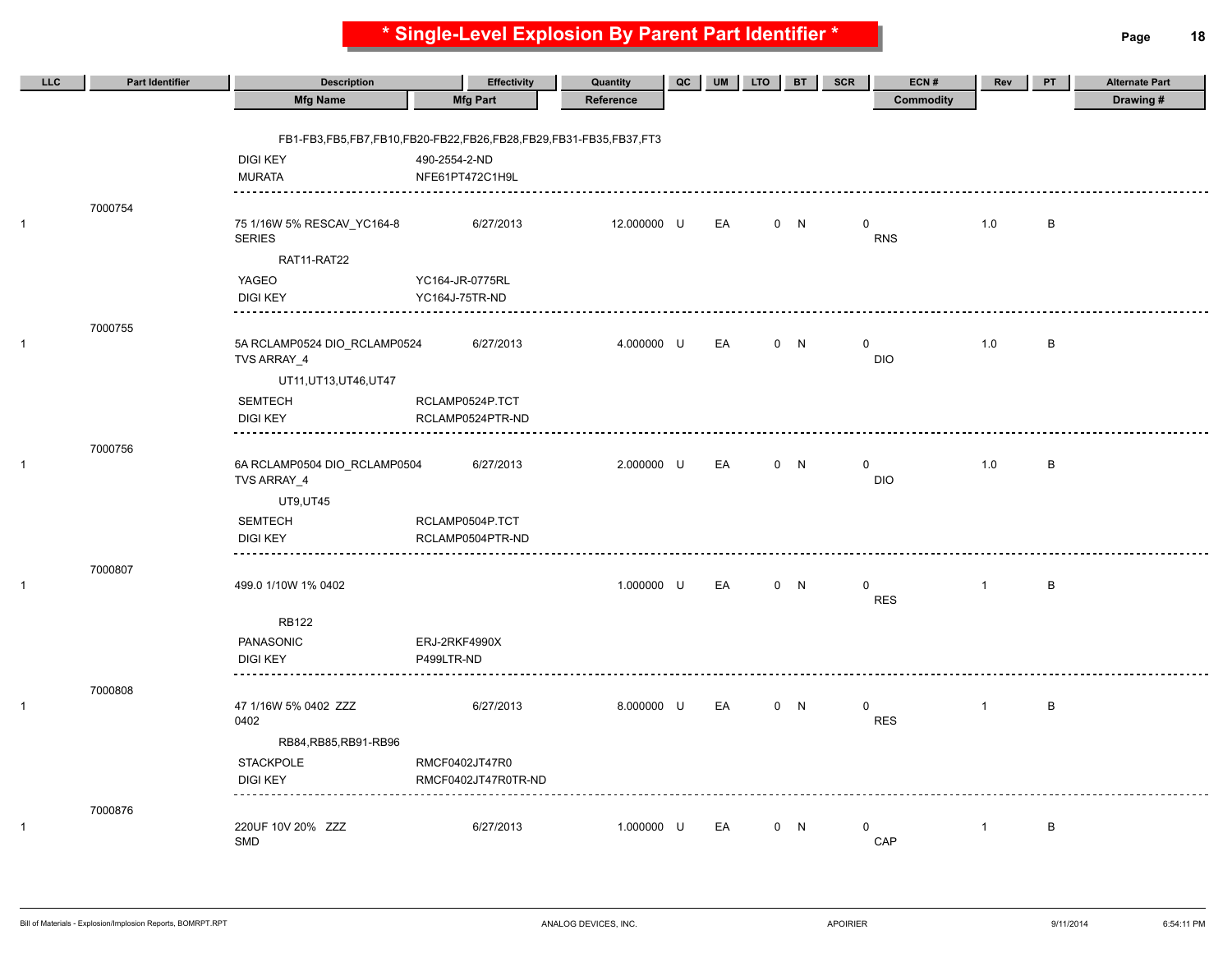# * Single-Level Explosion By Parent Part Identifier *

| LLC | Part Identifier | Description | Effectivity | Quantity | QC | UM | LTO | BT | SCR | ECN # | Rev | PT | Alternate Part |
|---|---|---|---|---|---|---|---|---|---|---|---|---|---|
| | | Mfg Name | Mfg Part | Reference | | | | | | Commodity | | | Drawing # |

FB1-FB3,FB5,FB7,FB10,FB20-FB22,FB26,FB28,FB29,FB31-FB35,FB37,FT3

| Mfg Name | Mfg Part |
|---|---|
| DIGI KEY | 490-2554-2-ND |
| MURATA | NFE61PT472C1H9L |

---

| LLC | Part Identifier | Description | Effectivity | Quantity | QC | UM | LTO | BT | SCR | ECN # | Rev | PT | Alternate Part |
|---|---|---|---|---|---|---|---|---|---|---|---|---|---|
| 1 | 7000754 | 75 1/16W 5% RESCAV_YC164-8 SERIES | 6/27/2013 | 12.000000 | U | EA | 0 | N | 0 | RNS | 1.0 | B | |

RAT11-RAT22

| Mfg Name | Mfg Part |
|---|---|
| YAGEO | YC164-JR-0775RL |
| DIGI KEY | YC164J-75TR-ND |

---

| LLC | Part Identifier | Description | Effectivity | Quantity | QC | UM | LTO | BT | SCR | ECN # | Rev | PT | Alternate Part |
|---|---|---|---|---|---|---|---|---|---|---|---|---|---|
| 1 | 7000755 | 5A RCLAMP0524 DIO_RCLAMP0524 TVS ARRAY_4 | 6/27/2013 | 4.000000 | U | EA | 0 | N | 0 | DIO | 1.0 | B | |

UT11,UT13,UT46,UT47

| Mfg Name | Mfg Part |
|---|---|
| SEMTECH | RCLAMP0524P.TCT |
| DIGI KEY | RCLAMP0524PTR-ND |

---

| LLC | Part Identifier | Description | Effectivity | Quantity | QC | UM | LTO | BT | SCR | ECN # | Rev | PT | Alternate Part |
|---|---|---|---|---|---|---|---|---|---|---|---|---|---|
| 1 | 7000756 | 6A RCLAMP0504 DIO_RCLAMP0504 TVS ARRAY_4 | 6/27/2013 | 2.000000 | U | EA | 0 | N | 0 | DIO | 1.0 | B | |

UT9,UT45

| Mfg Name | Mfg Part |
|---|---|
| SEMTECH | RCLAMP0504P.TCT |
| DIGI KEY | RCLAMP0504PTR-ND |

---

| LLC | Part Identifier | Description | Effectivity | Quantity | QC | UM | LTO | BT | SCR | ECN # | Rev | PT | Alternate Part |
|---|---|---|---|---|---|---|---|---|---|---|---|---|---|
| 1 | 7000807 | 499.0 1/10W 1% 0402 | | 1.000000 | U | EA | 0 | N | 0 | RES | 1 | B | |

RB122

| Mfg Name | Mfg Part |
|---|---|
| PANASONIC | ERJ-2RKF4990X |
| DIGI KEY | P499LTR-ND |

---

| LLC | Part Identifier | Description | Effectivity | Quantity | QC | UM | LTO | BT | SCR | ECN # | Rev | PT | Alternate Part |
|---|---|---|---|---|---|---|---|---|---|---|---|---|---|
| 1 | 7000808 | 47 1/16W 5% 0402 ZZZ 0402 | 6/27/2013 | 8.000000 | U | EA | 0 | N | 0 | RES | 1 | B | |

RB84,RB85,RB91-RB96

| Mfg Name | Mfg Part |
|---|---|
| STACKPOLE | RMCF0402JT47R0 |
| DIGI KEY | RMCF0402JT47R0TR-ND |

---

| LLC | Part Identifier | Description | Effectivity | Quantity | QC | UM | LTO | BT | SCR | ECN # | Rev | PT | Alternate Part |
|---|---|---|---|---|---|---|---|---|---|---|---|---|---|
| 1 | 7000876 | 220UF 10V 20% ZZZ SMD | 6/27/2013 | 1.000000 | U | EA | 0 | N | 0 | CAP | 1 | B | |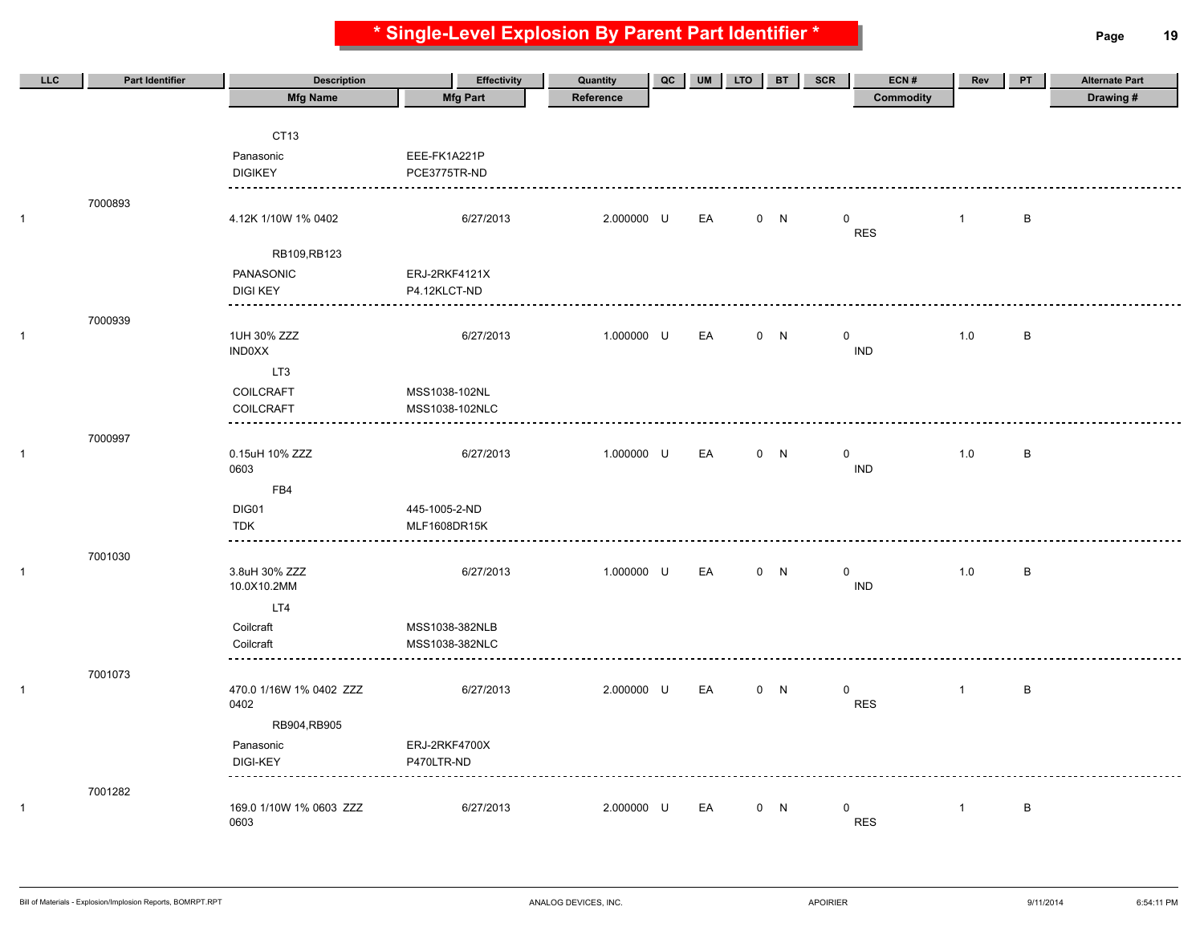# * Single-Level Explosion By Parent Part Identifier *

| LLC | Part Identifier | Description | Effectivity | Quantity | QC | UM | LTO | BT | SCR | ECN # | Rev | PT | Alternate Part |
|---|---|---|---|---|---|---|---|---|---|---|---|---|---|
| | | Mfg Name | Mfg Part | Reference | | | | | | Commodity | | | Drawing # |
| | | CT13 | | | | | | | | | | | |
| | | Panasonic | EEE-FK1A221P | | | | | | | | | | |
| | | DIGIKEY | PCE3775TR-ND | | | | | | | | | | |
| | 7000893 | | | | | | | | | | | | |
| 1 | | 4.12K 1/10W 1% 0402 | 6/27/2013 | 2.000000 | U | EA | 0 | N | 0 | | 1 | B | |
| | | | | | | | | | | RES | | | |
| | | RB109,RB123 | | | | | | | | | | | |
| | | PANASONIC | ERJ-2RKF4121X | | | | | | | | | | |
| | | DIGI KEY | P4.12KLCT-ND | | | | | | | | | | |
| | 7000939 | | | | | | | | | | | | |
| 1 | | 1UH 30% ZZZ | 6/27/2013 | 1.000000 | U | EA | 0 | N | 0 | | 1.0 | B | |
| | | IND0XX | | | | | | | | IND | | | |
| | | LT3 | | | | | | | | | | | |
| | | COILCRAFT | MSS1038-102NL | | | | | | | | | | |
| | | COILCRAFT | MSS1038-102NLC | | | | | | | | | | |
| | 7000997 | | | | | | | | | | | | |
| 1 | | 0.15uH 10% ZZZ | 6/27/2013 | 1.000000 | U | EA | 0 | N | 0 | | 1.0 | B | |
| | | 0603 | | | | | | | | IND | | | |
| | | FB4 | | | | | | | | | | | |
| | | DIG01 | 445-1005-2-ND | | | | | | | | | | |
| | | TDK | MLF1608DR15K | | | | | | | | | | |
| | 7001030 | | | | | | | | | | | | |
| 1 | | 3.8uH 30% ZZZ | 6/27/2013 | 1.000000 | U | EA | 0 | N | 0 | | 1.0 | B | |
| | | 10.0X10.2MM | | | | | | | | IND | | | |
| | | LT4 | | | | | | | | | | | |
| | | Coilcraft | MSS1038-382NLB | | | | | | | | | | |
| | | Coilcraft | MSS1038-382NLC | | | | | | | | | | |
| | 7001073 | | | | | | | | | | | | |
| 1 | | 470.0 1/16W 1% 0402 ZZZ | 6/27/2013 | 2.000000 | U | EA | 0 | N | 0 | | 1 | B | |
| | | 0402 | | | | | | | | RES | | | |
| | | RB904,RB905 | | | | | | | | | | | |
| | | Panasonic | ERJ-2RKF4700X | | | | | | | | | | |
| | | DIGI-KEY | P470LTR-ND | | | | | | | | | | |
| | 7001282 | | | | | | | | | | | | |
| 1 | | 169.0 1/10W 1% 0603 ZZZ | 6/27/2013 | 2.000000 | U | EA | 0 | N | 0 | | 1 | B | |
| | | 0603 | | | | | | | | RES | | | |

Bill of Materials - Explosion/Implosion Reports, BOMRPT.RPT    ANALOG DEVICES, INC.    APOIRIER    9/11/2014    6:54:11 PM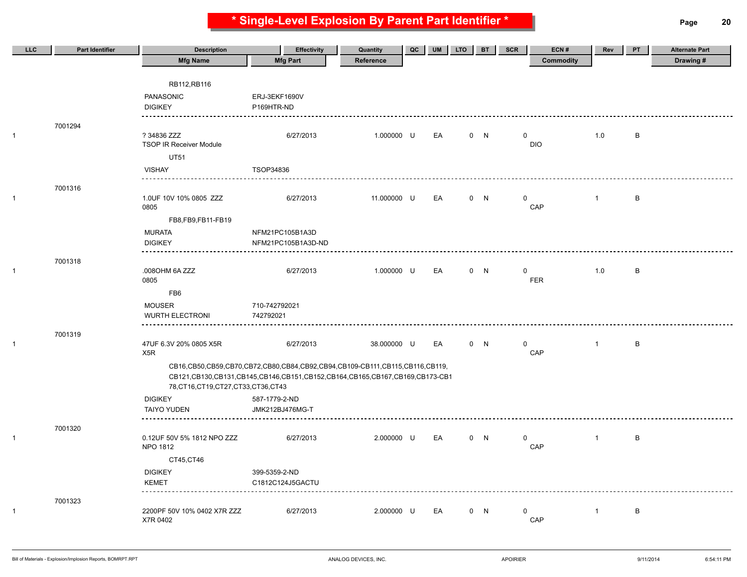# * Single-Level Explosion By Parent Part Identifier *

| LLC | Part Identifier | Description / Mfg Name | Effectivity / Mfg Part | Quantity / Reference | QC | UM | LTO | BT | SCR | ECN # / Commodity | Rev | PT | Alternate Part / Drawing # |
|---|---|---|---|---|---|---|---|---|---|---|---|---|---|
| | | RB112,RB116 | | | | | | | | | | | |
| | | PANASONIC | ERJ-3EKF1690V | | | | | | | | | | |
| | | DIGIKEY | P169HTR-ND | | | | | | | | | | |
| 1 | 7001294 | ? 34836 ZZZ<br>TSOP IR Receiver Module | 6/27/2013 | 1.000000 | U | EA | 0 | N | | 0<br>DIO | 1.0 | B | |
| | | UT51 | | | | | | | | | | | |
| | | VISHAY | TSOP34836 | | | | | | | | | | |
| 1 | 7001316 | 1.0UF 10V 10% 0805 ZZZ<br>0805 | 6/27/2013 | 11.000000 | U | EA | 0 | N | | 0<br>CAP | 1 | B | |
| | | FB8,FB9,FB11-FB19 | | | | | | | | | | | |
| | | MURATA | NFM21PC105B1A3D | | | | | | | | | | |
| | | DIGIKEY | NFM21PC105B1A3D-ND | | | | | | | | | | |
| 1 | 7001318 | .008OHM 6A ZZZ<br>0805 | 6/27/2013 | 1.000000 | U | EA | 0 | N | | 0<br>FER | 1.0 | B | |
| | | FB6 | | | | | | | | | | | |
| | | MOUSER | 710-742792021 | | | | | | | | | | |
| | | WURTH ELECTRONI | 742792021 | | | | | | | | | | |
| 1 | 7001319 | 47UF 6.3V 20% 0805 X5R<br>X5R | 6/27/2013 | 38.000000 | U | EA | 0 | N | | 0<br>CAP | 1 | B | |
| | | CB16,CB50,CB59,CB70,CB72,CB80,CB84,CB92,CB94,CB109-CB111,CB115,CB116,CB119,<br>CB121,CB130,CB131,CB145,CB146,CB151,CB152,CB164,CB165,CB167,CB169,CB173-CB1<br>78,CT16,CT19,CT27,CT33,CT36,CT43 | | | | | | | | | | | |
| | | DIGIKEY | 587-1779-2-ND | | | | | | | | | | |
| | | TAIYO YUDEN | JMK212BJ476MG-T | | | | | | | | | | |
| 1 | 7001320 | 0.12UF 50V 5% 1812 NPO ZZZ<br>NPO 1812 | 6/27/2013 | 2.000000 | U | EA | 0 | N | | 0<br>CAP | 1 | B | |
| | | CT45,CT46 | | | | | | | | | | | |
| | | DIGIKEY | 399-5359-2-ND | | | | | | | | | | |
| | | KEMET | C1812C124J5GACTU | | | | | | | | | | |
| 1 | 7001323 | 2200PF 50V 10% 0402 X7R ZZZ<br>X7R 0402 | 6/27/2013 | 2.000000 | U | EA | 0 | N | | 0<br>CAP | 1 | B | |

Bill of Materials - Explosion/Implosion Reports, BOMRPT.RPT — ANALOG DEVICES, INC. — APOIRIER — 9/11/2014 — 6:54:11 PM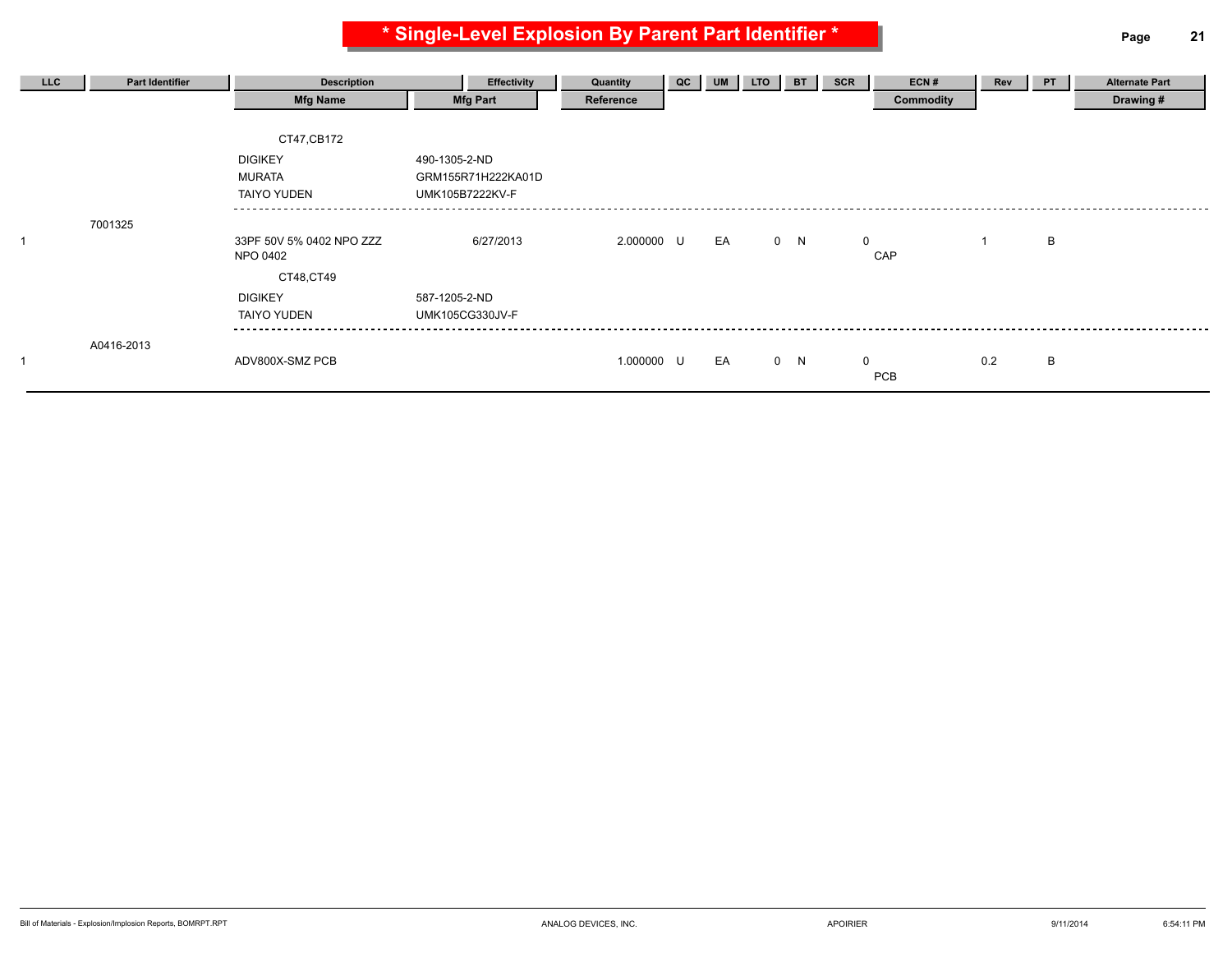# * Single-Level Explosion By Parent Part Identifier *

| LLC | Part Identifier | Description | Effectivity | Quantity | QC | UM | LTO | BT | SCR | ECN # | Rev | PT | Alternate Part |
|---|---|---|---|---|---|---|---|---|---|---|---|---|---|
| | | Mfg Name | Mfg Part | Reference | | | | | | Commodity | | | Drawing # |
| | | CT47,CB172 | | | | | | | | | | | |
| | | DIGIKEY | 490-1305-2-ND | | | | | | | | | | |
| | | MURATA | GRM155R71H222KA01D | | | | | | | | | | |
| | | TAIYO YUDEN | UMK105B7222KV-F | | | | | | | | | | |
| | 7001325 | | | | | | | | | | | | |
| 1 | | 33PF 50V 5% 0402 NPO ZZZ | 6/27/2013 | 2.000000 | U | EA | 0 | N | | 0 | 1 | B | |
| | | NPO 0402 | | | | | | | | CAP | | | |
| | | CT48,CT49 | | | | | | | | | | | |
| | | DIGIKEY | 587-1205-2-ND | | | | | | | | | | |
| | | TAIYO YUDEN | UMK105CG330JV-F | | | | | | | | | | |
| | A0416-2013 | | | | | | | | | | | | |
| 1 | | ADV800X-SMZ PCB | | 1.000000 | U | EA | 0 | N | | 0 | 0.2 | B | |
| | | | | | | | | | | PCB | | | |

Bill of Materials - Explosion/Implosion Reports, BOMRPT.RPT ANALOG DEVICES, INC. APOIRIER 9/11/2014 6:54:11 PM